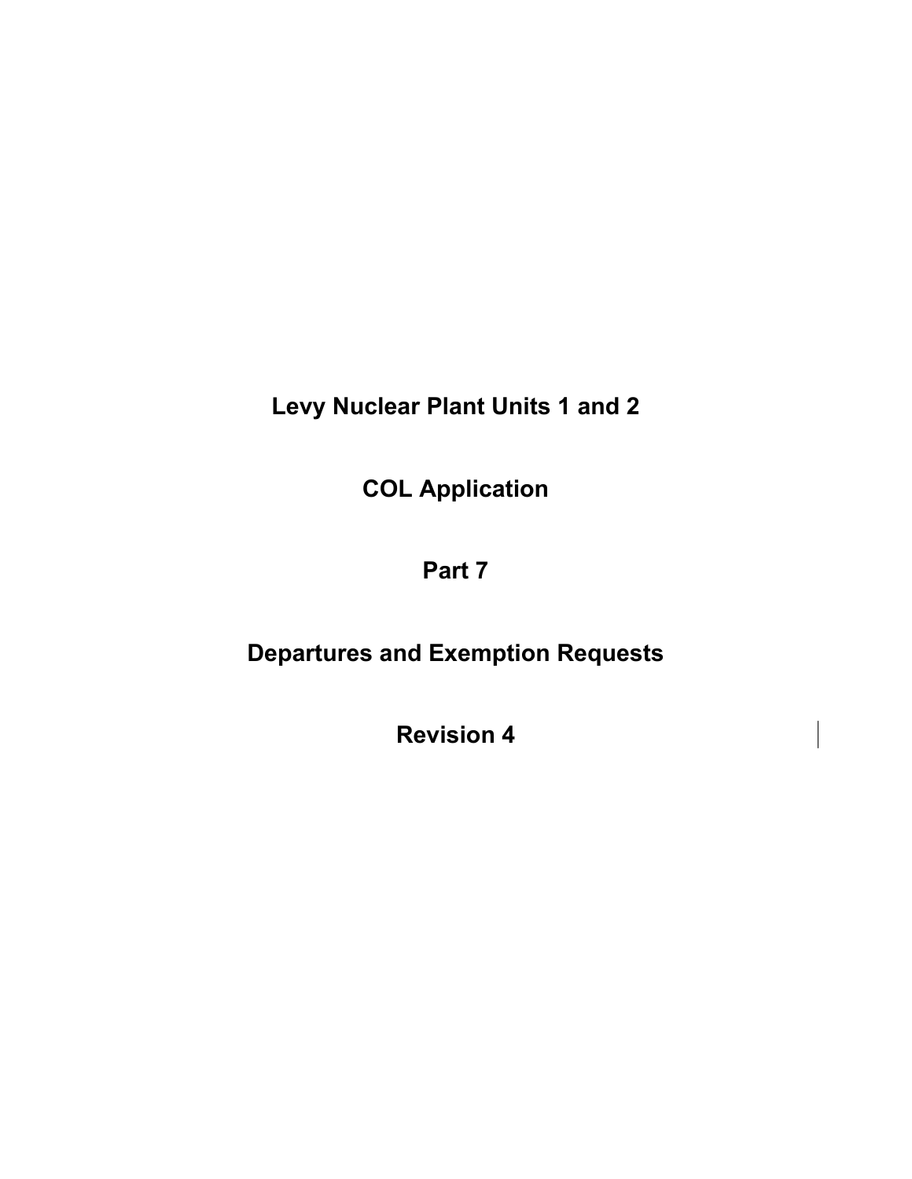# Levy Nuclear Plant Units 1 and 2

# COL Application

# Part 7

# Departures and Exemption Requests

# Revision 4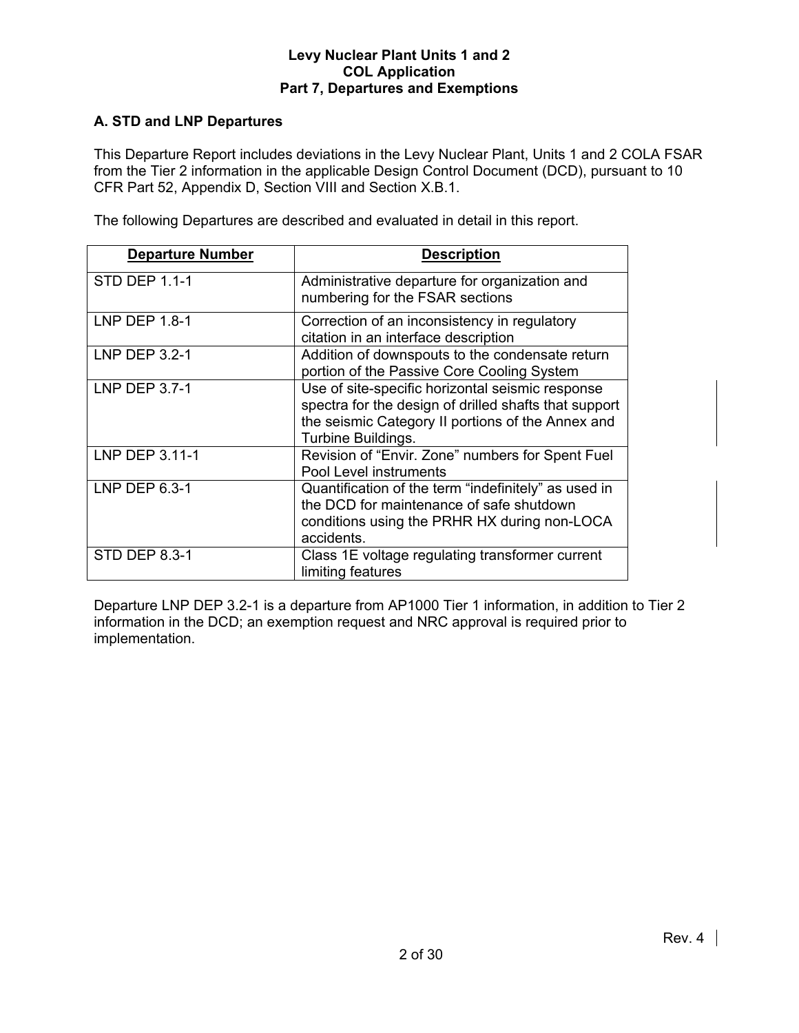## A. STD and LNP Departures

This Departure Report includes deviations in the Levy Nuclear Plant, Units 1 and 2 COLA FSAR from the Tier 2 information in the applicable Design Control Document (DCD), pursuant to 10 CFR Part 52, Appendix D, Section VIII and Section X.B.1.

The following Departures are described and evaluated in detail in this report.

| Departure Number | Description |
|---|---|
| STD DEP 1.1-1 | Administrative departure for organization and numbering for the FSAR sections |
| LNP DEP 1.8-1 | Correction of an inconsistency in regulatory citation in an interface description |
| LNP DEP 3.2-1 | Addition of downspouts to the condensate return portion of the Passive Core Cooling System |
| LNP DEP 3.7-1 | Use of site-specific horizontal seismic response spectra for the design of drilled shafts that support the seismic Category II portions of the Annex and Turbine Buildings. |
| LNP DEP 3.11-1 | Revision of “Envir. Zone” numbers for Spent Fuel Pool Level instruments |
| LNP DEP 6.3-1 | Quantification of the term “indefinitely” as used in the DCD for maintenance of safe shutdown conditions using the PRHR HX during non-LOCA accidents. |
| STD DEP 8.3-1 | Class 1E voltage regulating transformer current limiting features |

Departure LNP DEP 3.2-1 is a departure from AP1000 Tier 1 information, in addition to Tier 2 information in the DCD; an exemption request and NRC approval is required prior to implementation.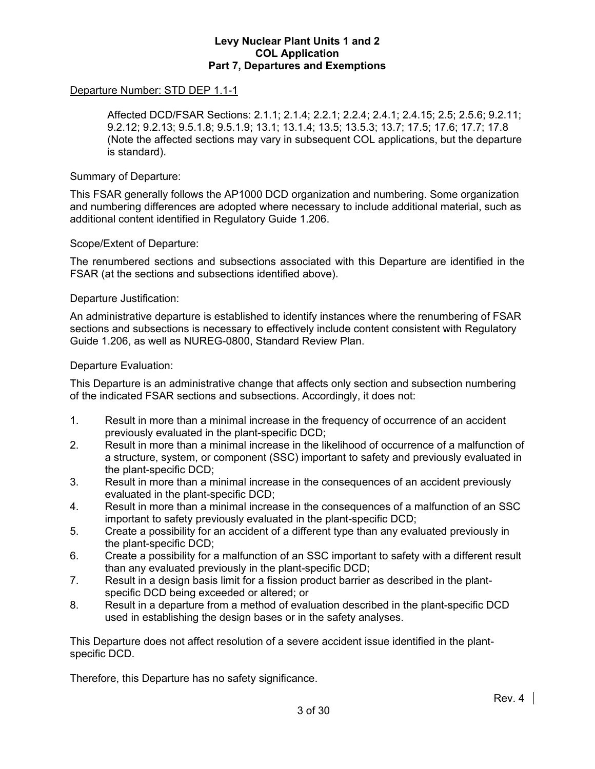Departure Number: STD DEP 1.1-1

Affected DCD/FSAR Sections: 2.1.1; 2.1.4; 2.2.1; 2.2.4; 2.4.1; 2.4.15; 2.5; 2.5.6; 9.2.11; 9.2.12; 9.2.13; 9.5.1.8; 9.5.1.9; 13.1; 13.1.4; 13.5; 13.5.3; 13.7; 17.5; 17.6; 17.7; 17.8 (Note the affected sections may vary in subsequent COL applications, but the departure is standard).

Summary of Departure:

This FSAR generally follows the AP1000 DCD organization and numbering. Some organization and numbering differences are adopted where necessary to include additional material, such as additional content identified in Regulatory Guide 1.206.

Scope/Extent of Departure:

The renumbered sections and subsections associated with this Departure are identified in the FSAR (at the sections and subsections identified above).

Departure Justification:

An administrative departure is established to identify instances where the renumbering of FSAR sections and subsections is necessary to effectively include content consistent with Regulatory Guide 1.206, as well as NUREG-0800, Standard Review Plan.

Departure Evaluation:

This Departure is an administrative change that affects only section and subsection numbering of the indicated FSAR sections and subsections. Accordingly, it does not:

1. Result in more than a minimal increase in the frequency of occurrence of an accident previously evaluated in the plant-specific DCD;
2. Result in more than a minimal increase in the likelihood of occurrence of a malfunction of a structure, system, or component (SSC) important to safety and previously evaluated in the plant-specific DCD;
3. Result in more than a minimal increase in the consequences of an accident previously evaluated in the plant-specific DCD;
4. Result in more than a minimal increase in the consequences of a malfunction of an SSC important to safety previously evaluated in the plant-specific DCD;
5. Create a possibility for an accident of a different type than any evaluated previously in the plant-specific DCD;
6. Create a possibility for a malfunction of an SSC important to safety with a different result than any evaluated previously in the plant-specific DCD;
7. Result in a design basis limit for a fission product barrier as described in the plant-specific DCD being exceeded or altered; or
8. Result in a departure from a method of evaluation described in the plant-specific DCD used in establishing the design bases or in the safety analyses.

This Departure does not affect resolution of a severe accident issue identified in the plant-specific DCD.

Therefore, this Departure has no safety significance.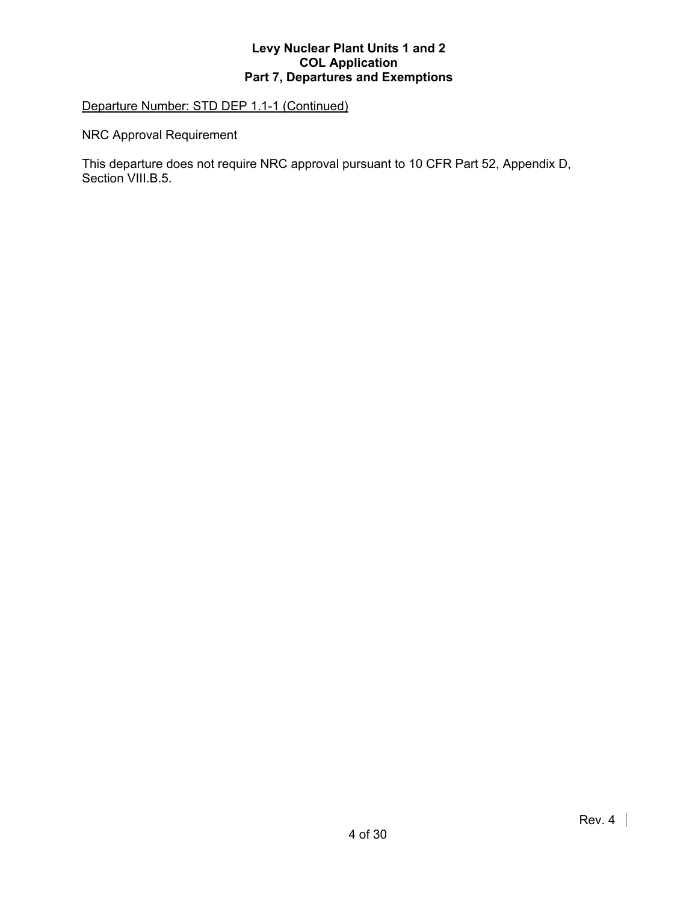Departure Number: STD DEP 1.1-1 (Continued)

NRC Approval Requirement

This departure does not require NRC approval pursuant to 10 CFR Part 52, Appendix D, Section VIII.B.5.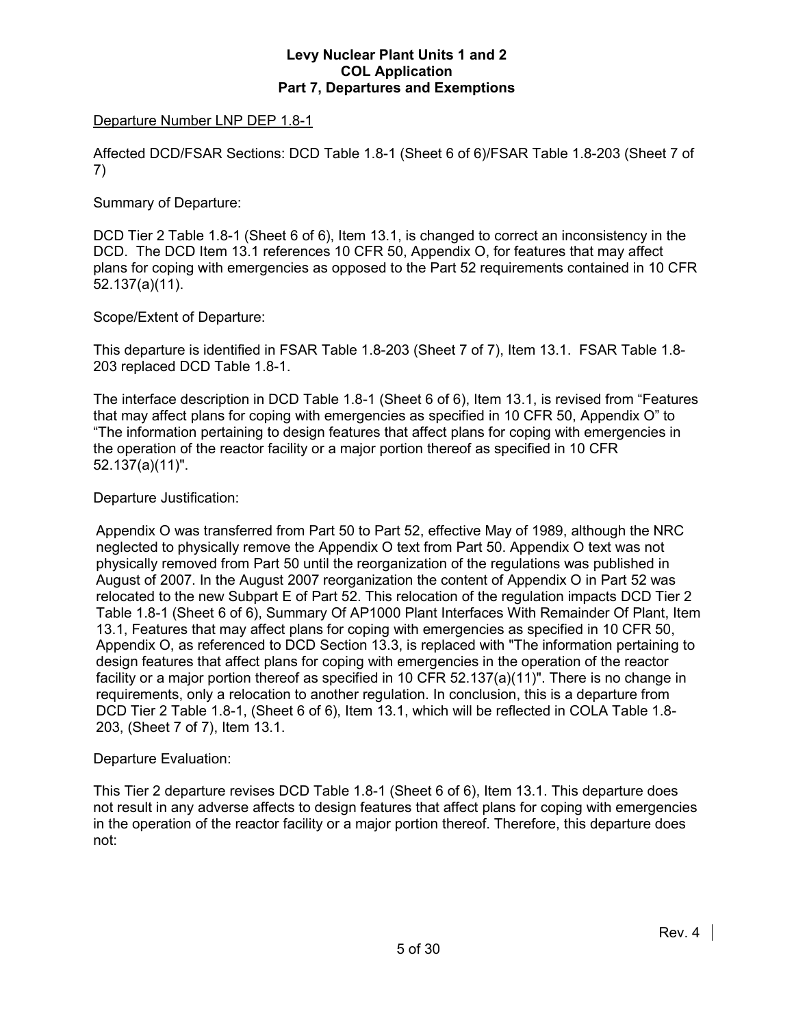Departure Number LNP DEP 1.8-1

Affected DCD/FSAR Sections: DCD Table 1.8-1 (Sheet 6 of 6)/FSAR Table 1.8-203 (Sheet 7 of 7)

Summary of Departure:

DCD Tier 2 Table 1.8-1 (Sheet 6 of 6), Item 13.1, is changed to correct an inconsistency in the DCD. The DCD Item 13.1 references 10 CFR 50, Appendix O, for features that may affect plans for coping with emergencies as opposed to the Part 52 requirements contained in 10 CFR 52.137(a)(11).

Scope/Extent of Departure:

This departure is identified in FSAR Table 1.8-203 (Sheet 7 of 7), Item 13.1. FSAR Table 1.8-203 replaced DCD Table 1.8-1.

The interface description in DCD Table 1.8-1 (Sheet 6 of 6), Item 13.1, is revised from "Features that may affect plans for coping with emergencies as specified in 10 CFR 50, Appendix O" to "The information pertaining to design features that affect plans for coping with emergencies in the operation of the reactor facility or a major portion thereof as specified in 10 CFR 52.137(a)(11)".

Departure Justification:

Appendix O was transferred from Part 50 to Part 52, effective May of 1989, although the NRC neglected to physically remove the Appendix O text from Part 50. Appendix O text was not physically removed from Part 50 until the reorganization of the regulations was published in August of 2007. In the August 2007 reorganization the content of Appendix O in Part 52 was relocated to the new Subpart E of Part 52. This relocation of the regulation impacts DCD Tier 2 Table 1.8-1 (Sheet 6 of 6), Summary Of AP1000 Plant Interfaces With Remainder Of Plant, Item 13.1, Features that may affect plans for coping with emergencies as specified in 10 CFR 50, Appendix O, as referenced to DCD Section 13.3, is replaced with "The information pertaining to design features that affect plans for coping with emergencies in the operation of the reactor facility or a major portion thereof as specified in 10 CFR 52.137(a)(11)". There is no change in requirements, only a relocation to another regulation. In conclusion, this is a departure from DCD Tier 2 Table 1.8-1, (Sheet 6 of 6), Item 13.1, which will be reflected in COLA Table 1.8-203, (Sheet 7 of 7), Item 13.1.

Departure Evaluation:

This Tier 2 departure revises DCD Table 1.8-1 (Sheet 6 of 6), Item 13.1. This departure does not result in any adverse affects to design features that affect plans for coping with emergencies in the operation of the reactor facility or a major portion thereof. Therefore, this departure does not: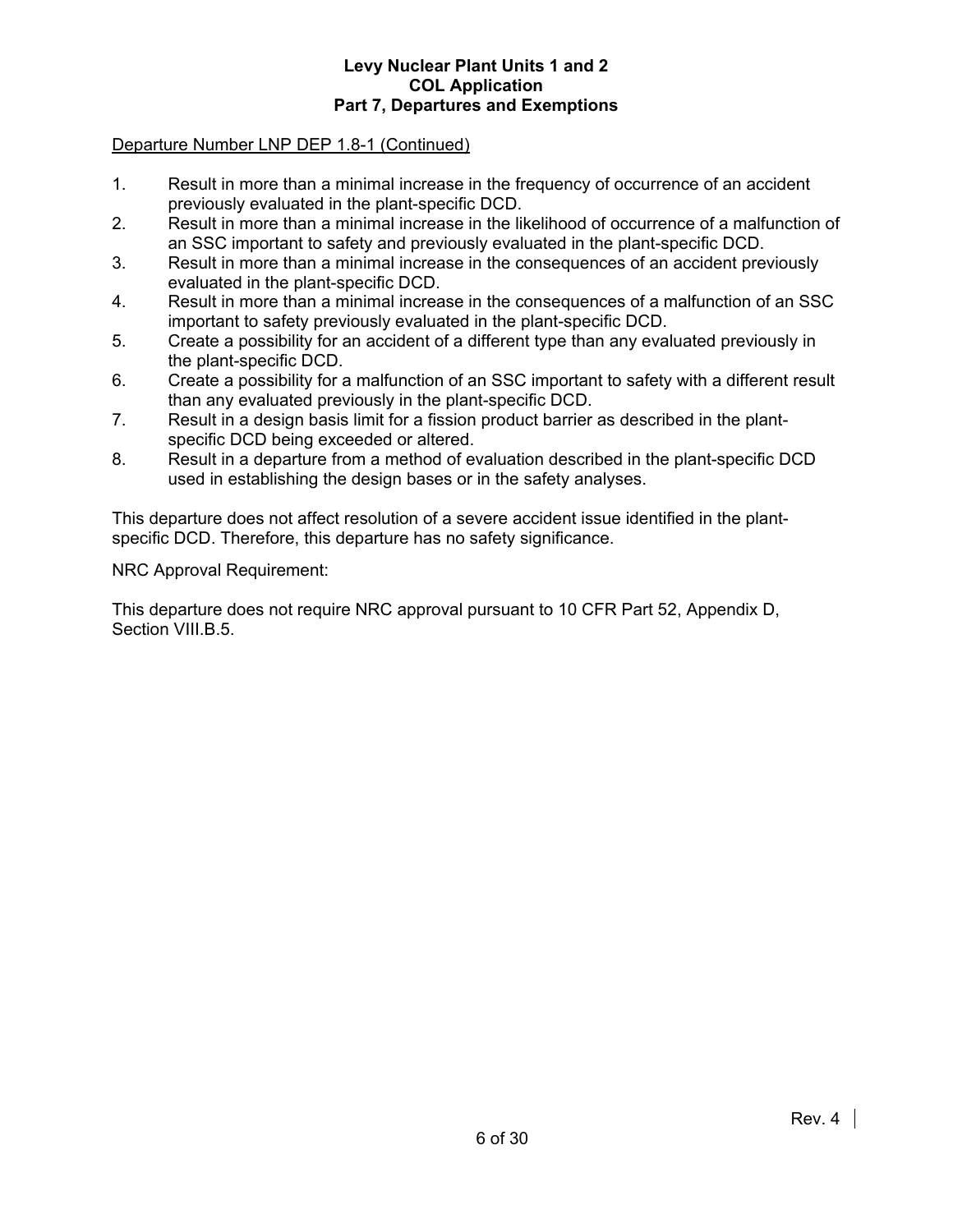Departure Number LNP DEP 1.8-1 (Continued)

1. Result in more than a minimal increase in the frequency of occurrence of an accident previously evaluated in the plant-specific DCD.
2. Result in more than a minimal increase in the likelihood of occurrence of a malfunction of an SSC important to safety and previously evaluated in the plant-specific DCD.
3. Result in more than a minimal increase in the consequences of an accident previously evaluated in the plant-specific DCD.
4. Result in more than a minimal increase in the consequences of a malfunction of an SSC important to safety previously evaluated in the plant-specific DCD.
5. Create a possibility for an accident of a different type than any evaluated previously in the plant-specific DCD.
6. Create a possibility for a malfunction of an SSC important to safety with a different result than any evaluated previously in the plant-specific DCD.
7. Result in a design basis limit for a fission product barrier as described in the plant-specific DCD being exceeded or altered.
8. Result in a departure from a method of evaluation described in the plant-specific DCD used in establishing the design bases or in the safety analyses.

This departure does not affect resolution of a severe accident issue identified in the plant-specific DCD. Therefore, this departure has no safety significance.

NRC Approval Requirement:

This departure does not require NRC approval pursuant to 10 CFR Part 52, Appendix D, Section VIII.B.5.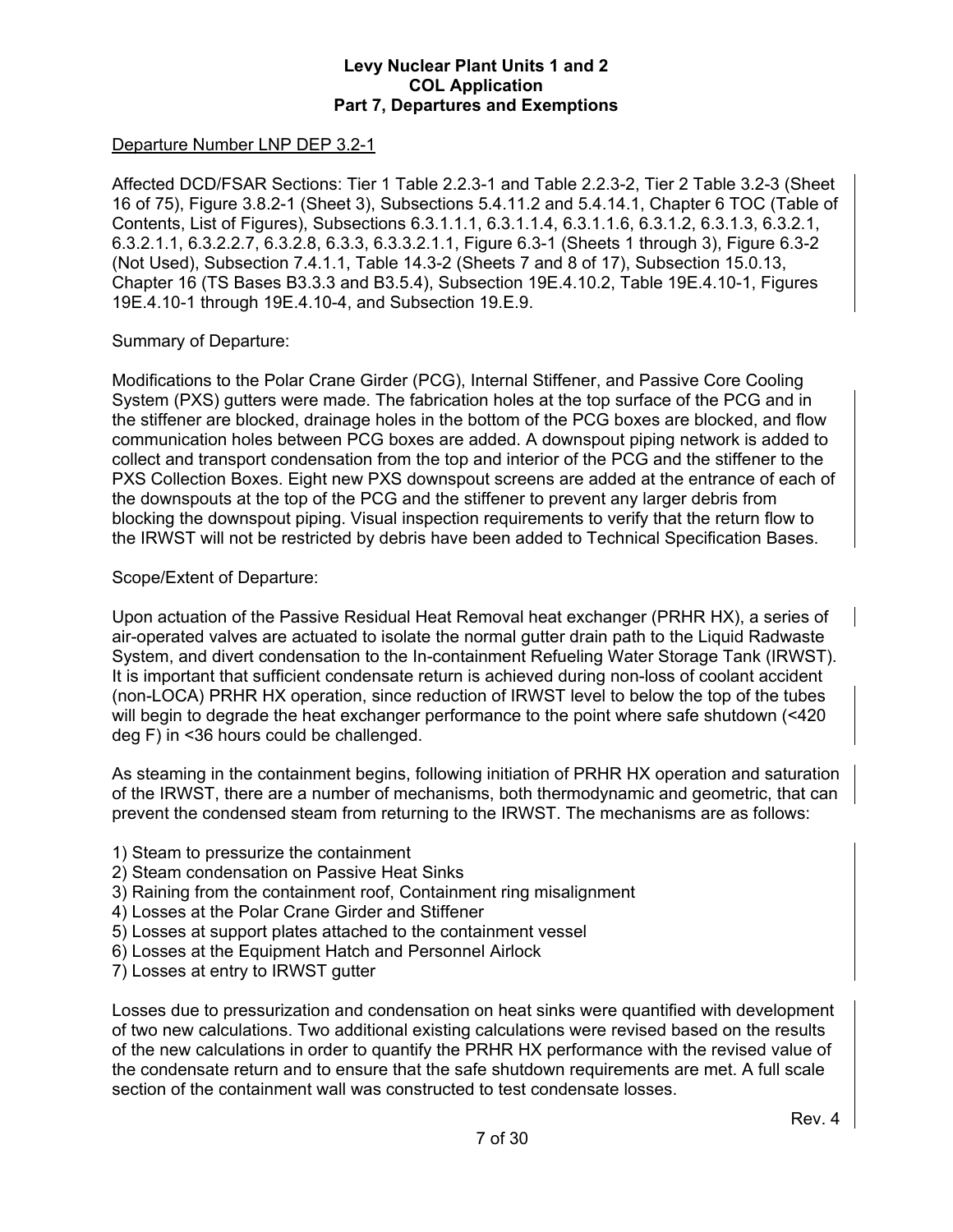Departure Number LNP DEP 3.2-1

Affected DCD/FSAR Sections: Tier 1 Table 2.2.3-1 and Table 2.2.3-2, Tier 2 Table 3.2-3 (Sheet 16 of 75), Figure 3.8.2-1 (Sheet 3), Subsections 5.4.11.2 and 5.4.14.1, Chapter 6 TOC (Table of Contents, List of Figures), Subsections 6.3.1.1.1, 6.3.1.1.4, 6.3.1.1.6, 6.3.1.2, 6.3.1.3, 6.3.2.1, 6.3.2.1.1, 6.3.2.2.7, 6.3.2.8, 6.3.3, 6.3.3.2.1.1, Figure 6.3-1 (Sheets 1 through 3), Figure 6.3-2 (Not Used), Subsection 7.4.1.1, Table 14.3-2 (Sheets 7 and 8 of 17), Subsection 15.0.13, Chapter 16 (TS Bases B3.3.3 and B3.5.4), Subsection 19E.4.10.2, Table 19E.4.10-1, Figures 19E.4.10-1 through 19E.4.10-4, and Subsection 19.E.9.

Summary of Departure:

Modifications to the Polar Crane Girder (PCG), Internal Stiffener, and Passive Core Cooling System (PXS) gutters were made. The fabrication holes at the top surface of the PCG and in the stiffener are blocked, drainage holes in the bottom of the PCG boxes are blocked, and flow communication holes between PCG boxes are added. A downspout piping network is added to collect and transport condensation from the top and interior of the PCG and the stiffener to the PXS Collection Boxes. Eight new PXS downspout screens are added at the entrance of each of the downspouts at the top of the PCG and the stiffener to prevent any larger debris from blocking the downspout piping. Visual inspection requirements to verify that the return flow to the IRWST will not be restricted by debris have been added to Technical Specification Bases.

Scope/Extent of Departure:

Upon actuation of the Passive Residual Heat Removal heat exchanger (PRHR HX), a series of air-operated valves are actuated to isolate the normal gutter drain path to the Liquid Radwaste System, and divert condensation to the In-containment Refueling Water Storage Tank (IRWST). It is important that sufficient condensate return is achieved during non-loss of coolant accident (non-LOCA) PRHR HX operation, since reduction of IRWST level to below the top of the tubes will begin to degrade the heat exchanger performance to the point where safe shutdown (<420 deg F) in <36 hours could be challenged.

As steaming in the containment begins, following initiation of PRHR HX operation and saturation of the IRWST, there are a number of mechanisms, both thermodynamic and geometric, that can prevent the condensed steam from returning to the IRWST. The mechanisms are as follows:

1) Steam to pressurize the containment
2) Steam condensation on Passive Heat Sinks
3) Raining from the containment roof, Containment ring misalignment
4) Losses at the Polar Crane Girder and Stiffener
5) Losses at support plates attached to the containment vessel
6) Losses at the Equipment Hatch and Personnel Airlock
7) Losses at entry to IRWST gutter

Losses due to pressurization and condensation on heat sinks were quantified with development of two new calculations. Two additional existing calculations were revised based on the results of the new calculations in order to quantify the PRHR HX performance with the revised value of the condensate return and to ensure that the safe shutdown requirements are met. A full scale section of the containment wall was constructed to test condensate losses.

Rev. 4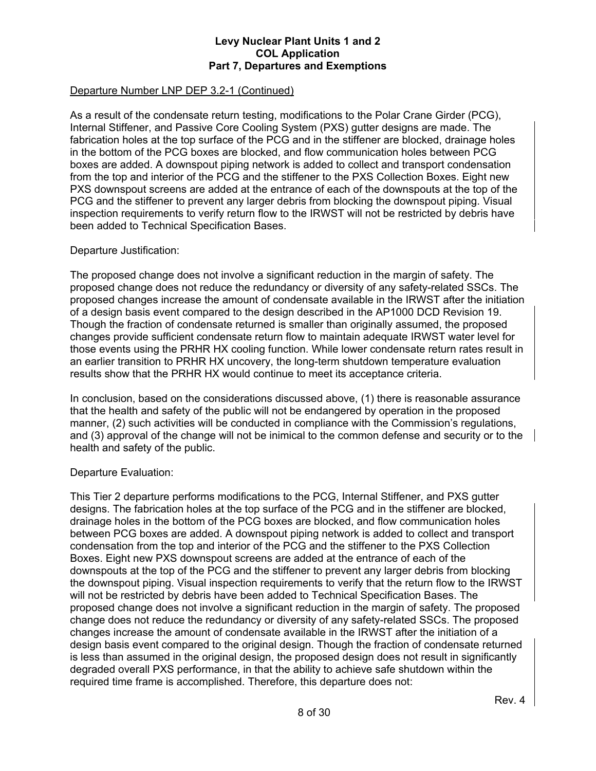Departure Number LNP DEP 3.2-1 (Continued)

As a result of the condensate return testing, modifications to the Polar Crane Girder (PCG), Internal Stiffener, and Passive Core Cooling System (PXS) gutter designs are made. The fabrication holes at the top surface of the PCG and in the stiffener are blocked, drainage holes in the bottom of the PCG boxes are blocked, and flow communication holes between PCG boxes are added. A downspout piping network is added to collect and transport condensation from the top and interior of the PCG and the stiffener to the PXS Collection Boxes. Eight new PXS downspout screens are added at the entrance of each of the downspouts at the top of the PCG and the stiffener to prevent any larger debris from blocking the downspout piping. Visual inspection requirements to verify return flow to the IRWST will not be restricted by debris have been added to Technical Specification Bases.

Departure Justification:

The proposed change does not involve a significant reduction in the margin of safety. The proposed change does not reduce the redundancy or diversity of any safety-related SSCs. The proposed changes increase the amount of condensate available in the IRWST after the initiation of a design basis event compared to the design described in the AP1000 DCD Revision 19. Though the fraction of condensate returned is smaller than originally assumed, the proposed changes provide sufficient condensate return flow to maintain adequate IRWST water level for those events using the PRHR HX cooling function. While lower condensate return rates result in an earlier transition to PRHR HX uncovery, the long-term shutdown temperature evaluation results show that the PRHR HX would continue to meet its acceptance criteria.

In conclusion, based on the considerations discussed above, (1) there is reasonable assurance that the health and safety of the public will not be endangered by operation in the proposed manner, (2) such activities will be conducted in compliance with the Commission's regulations, and (3) approval of the change will not be inimical to the common defense and security or to the health and safety of the public.

Departure Evaluation:

This Tier 2 departure performs modifications to the PCG, Internal Stiffener, and PXS gutter designs. The fabrication holes at the top surface of the PCG and in the stiffener are blocked, drainage holes in the bottom of the PCG boxes are blocked, and flow communication holes between PCG boxes are added. A downspout piping network is added to collect and transport condensation from the top and interior of the PCG and the stiffener to the PXS Collection Boxes. Eight new PXS downspout screens are added at the entrance of each of the downspouts at the top of the PCG and the stiffener to prevent any larger debris from blocking the downspout piping. Visual inspection requirements to verify that the return flow to the IRWST will not be restricted by debris have been added to Technical Specification Bases. The proposed change does not involve a significant reduction in the margin of safety. The proposed change does not reduce the redundancy or diversity of any safety-related SSCs. The proposed changes increase the amount of condensate available in the IRWST after the initiation of a design basis event compared to the original design. Though the fraction of condensate returned is less than assumed in the original design, the proposed design does not result in significantly degraded overall PXS performance, in that the ability to achieve safe shutdown within the required time frame is accomplished. Therefore, this departure does not: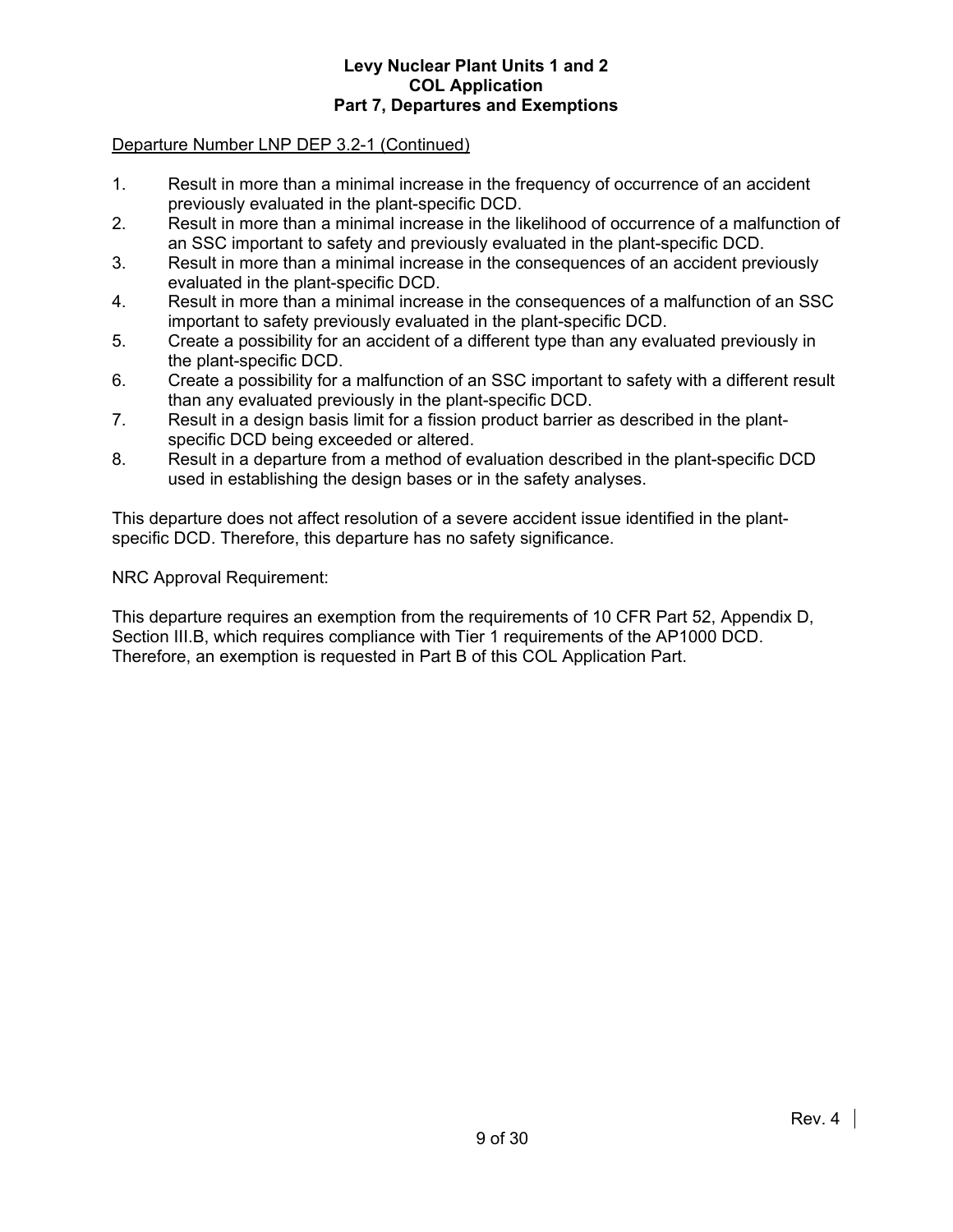Departure Number LNP DEP 3.2-1 (Continued)

1. Result in more than a minimal increase in the frequency of occurrence of an accident previously evaluated in the plant-specific DCD.
2. Result in more than a minimal increase in the likelihood of occurrence of a malfunction of an SSC important to safety and previously evaluated in the plant-specific DCD.
3. Result in more than a minimal increase in the consequences of an accident previously evaluated in the plant-specific DCD.
4. Result in more than a minimal increase in the consequences of a malfunction of an SSC important to safety previously evaluated in the plant-specific DCD.
5. Create a possibility for an accident of a different type than any evaluated previously in the plant-specific DCD.
6. Create a possibility for a malfunction of an SSC important to safety with a different result than any evaluated previously in the plant-specific DCD.
7. Result in a design basis limit for a fission product barrier as described in the plant-specific DCD being exceeded or altered.
8. Result in a departure from a method of evaluation described in the plant-specific DCD used in establishing the design bases or in the safety analyses.

This departure does not affect resolution of a severe accident issue identified in the plant-specific DCD. Therefore, this departure has no safety significance.

NRC Approval Requirement:

This departure requires an exemption from the requirements of 10 CFR Part 52, Appendix D, Section III.B, which requires compliance with Tier 1 requirements of the AP1000 DCD. Therefore, an exemption is requested in Part B of this COL Application Part.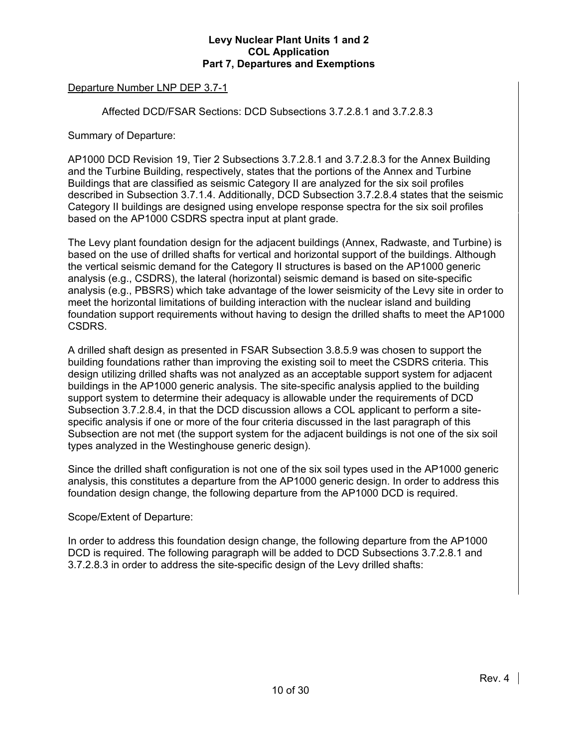Departure Number LNP DEP 3.7-1

Affected DCD/FSAR Sections: DCD Subsections 3.7.2.8.1 and 3.7.2.8.3

Summary of Departure:

AP1000 DCD Revision 19, Tier 2 Subsections 3.7.2.8.1 and 3.7.2.8.3 for the Annex Building and the Turbine Building, respectively, states that the portions of the Annex and Turbine Buildings that are classified as seismic Category II are analyzed for the six soil profiles described in Subsection 3.7.1.4. Additionally, DCD Subsection 3.7.2.8.4 states that the seismic Category II buildings are designed using envelope response spectra for the six soil profiles based on the AP1000 CSDRS spectra input at plant grade.

The Levy plant foundation design for the adjacent buildings (Annex, Radwaste, and Turbine) is based on the use of drilled shafts for vertical and horizontal support of the buildings. Although the vertical seismic demand for the Category II structures is based on the AP1000 generic analysis (e.g., CSDRS), the lateral (horizontal) seismic demand is based on site-specific analysis (e.g., PBSRS) which take advantage of the lower seismicity of the Levy site in order to meet the horizontal limitations of building interaction with the nuclear island and building foundation support requirements without having to design the drilled shafts to meet the AP1000 CSDRS.

A drilled shaft design as presented in FSAR Subsection 3.8.5.9 was chosen to support the building foundations rather than improving the existing soil to meet the CSDRS criteria. This design utilizing drilled shafts was not analyzed as an acceptable support system for adjacent buildings in the AP1000 generic analysis. The site-specific analysis applied to the building support system to determine their adequacy is allowable under the requirements of DCD Subsection 3.7.2.8.4, in that the DCD discussion allows a COL applicant to perform a site-specific analysis if one or more of the four criteria discussed in the last paragraph of this Subsection are not met (the support system for the adjacent buildings is not one of the six soil types analyzed in the Westinghouse generic design).

Since the drilled shaft configuration is not one of the six soil types used in the AP1000 generic analysis, this constitutes a departure from the AP1000 generic design. In order to address this foundation design change, the following departure from the AP1000 DCD is required.

Scope/Extent of Departure:

In order to address this foundation design change, the following departure from the AP1000 DCD is required. The following paragraph will be added to DCD Subsections 3.7.2.8.1 and 3.7.2.8.3 in order to address the site-specific design of the Levy drilled shafts: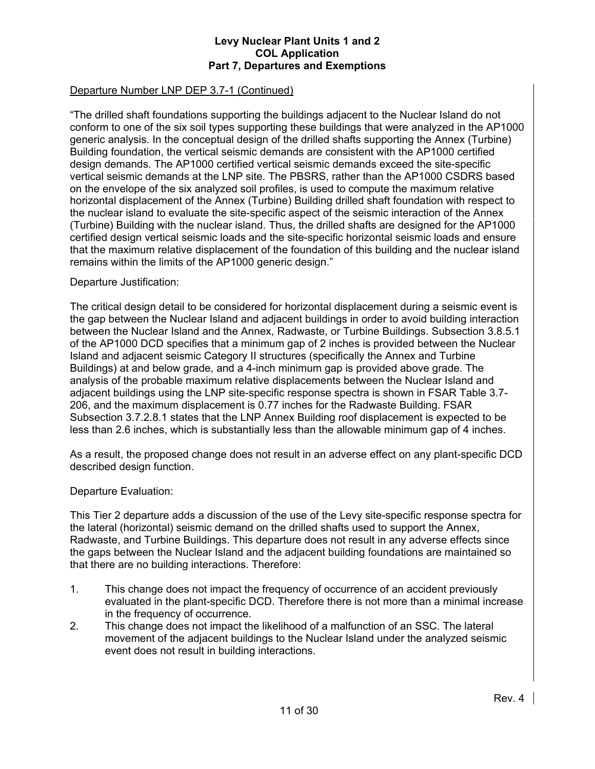Departure Number LNP DEP 3.7-1 (Continued)

"The drilled shaft foundations supporting the buildings adjacent to the Nuclear Island do not conform to one of the six soil types supporting these buildings that were analyzed in the AP1000 generic analysis. In the conceptual design of the drilled shafts supporting the Annex (Turbine) Building foundation, the vertical seismic demands are consistent with the AP1000 certified design demands. The AP1000 certified vertical seismic demands exceed the site-specific vertical seismic demands at the LNP site. The PBSRS, rather than the AP1000 CSDRS based on the envelope of the six analyzed soil profiles, is used to compute the maximum relative horizontal displacement of the Annex (Turbine) Building drilled shaft foundation with respect to the nuclear island to evaluate the site-specific aspect of the seismic interaction of the Annex (Turbine) Building with the nuclear island. Thus, the drilled shafts are designed for the AP1000 certified design vertical seismic loads and the site-specific horizontal seismic loads and ensure that the maximum relative displacement of the foundation of this building and the nuclear island remains within the limits of the AP1000 generic design."

Departure Justification:

The critical design detail to be considered for horizontal displacement during a seismic event is the gap between the Nuclear Island and adjacent buildings in order to avoid building interaction between the Nuclear Island and the Annex, Radwaste, or Turbine Buildings. Subsection 3.8.5.1 of the AP1000 DCD specifies that a minimum gap of 2 inches is provided between the Nuclear Island and adjacent seismic Category II structures (specifically the Annex and Turbine Buildings) at and below grade, and a 4-inch minimum gap is provided above grade. The analysis of the probable maximum relative displacements between the Nuclear Island and adjacent buildings using the LNP site-specific response spectra is shown in FSAR Table 3.7-206, and the maximum displacement is 0.77 inches for the Radwaste Building. FSAR Subsection 3.7.2.8.1 states that the LNP Annex Building roof displacement is expected to be less than 2.6 inches, which is substantially less than the allowable minimum gap of 4 inches.

As a result, the proposed change does not result in an adverse effect on any plant-specific DCD described design function.

Departure Evaluation:

This Tier 2 departure adds a discussion of the use of the Levy site-specific response spectra for the lateral (horizontal) seismic demand on the drilled shafts used to support the Annex, Radwaste, and Turbine Buildings. This departure does not result in any adverse effects since the gaps between the Nuclear Island and the adjacent building foundations are maintained so that there are no building interactions. Therefore:

1. This change does not impact the frequency of occurrence of an accident previously evaluated in the plant-specific DCD. Therefore there is not more than a minimal increase in the frequency of occurrence.
2. This change does not impact the likelihood of a malfunction of an SSC. The lateral movement of the adjacent buildings to the Nuclear Island under the analyzed seismic event does not result in building interactions.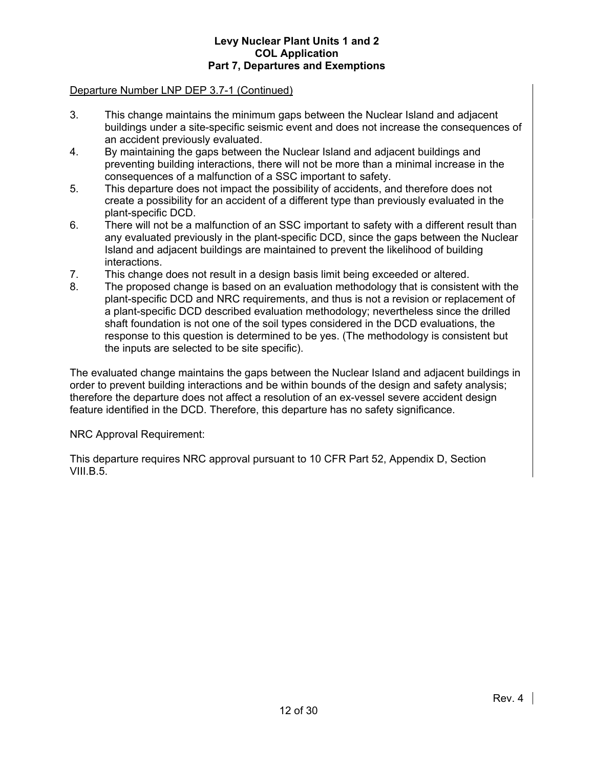Departure Number LNP DEP 3.7-1 (Continued)

3. This change maintains the minimum gaps between the Nuclear Island and adjacent buildings under a site-specific seismic event and does not increase the consequences of an accident previously evaluated.
4. By maintaining the gaps between the Nuclear Island and adjacent buildings and preventing building interactions, there will not be more than a minimal increase in the consequences of a malfunction of a SSC important to safety.
5. This departure does not impact the possibility of accidents, and therefore does not create a possibility for an accident of a different type than previously evaluated in the plant-specific DCD.
6. There will not be a malfunction of an SSC important to safety with a different result than any evaluated previously in the plant-specific DCD, since the gaps between the Nuclear Island and adjacent buildings are maintained to prevent the likelihood of building interactions.
7. This change does not result in a design basis limit being exceeded or altered.
8. The proposed change is based on an evaluation methodology that is consistent with the plant-specific DCD and NRC requirements, and thus is not a revision or replacement of a plant-specific DCD described evaluation methodology; nevertheless since the drilled shaft foundation is not one of the soil types considered in the DCD evaluations, the response to this question is determined to be yes. (The methodology is consistent but the inputs are selected to be site specific).

The evaluated change maintains the gaps between the Nuclear Island and adjacent buildings in order to prevent building interactions and be within bounds of the design and safety analysis; therefore the departure does not affect a resolution of an ex-vessel severe accident design feature identified in the DCD. Therefore, this departure has no safety significance.

NRC Approval Requirement:

This departure requires NRC approval pursuant to 10 CFR Part 52, Appendix D, Section VIII.B.5.

Rev. 4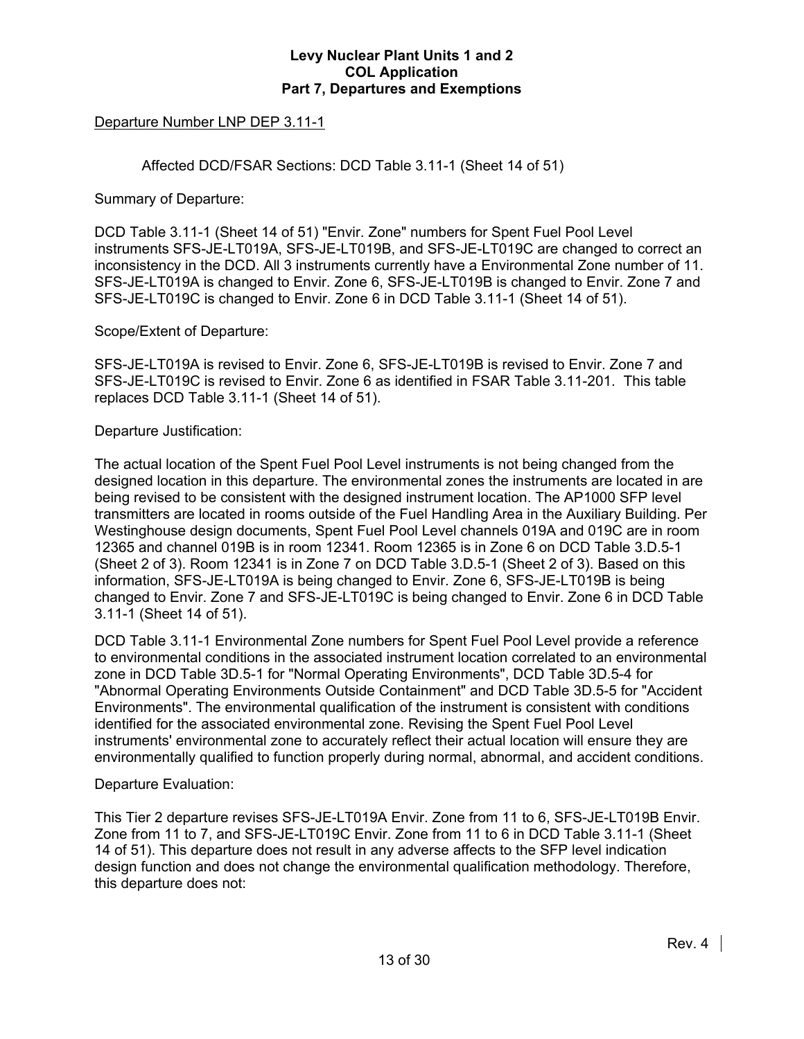Departure Number LNP DEP 3.11-1

Affected DCD/FSAR Sections: DCD Table 3.11-1 (Sheet 14 of 51)

Summary of Departure:

DCD Table 3.11-1 (Sheet 14 of 51) "Envir. Zone" numbers for Spent Fuel Pool Level instruments SFS-JE-LT019A, SFS-JE-LT019B, and SFS-JE-LT019C are changed to correct an inconsistency in the DCD. All 3 instruments currently have a Environmental Zone number of 11. SFS-JE-LT019A is changed to Envir. Zone 6, SFS-JE-LT019B is changed to Envir. Zone 7 and SFS-JE-LT019C is changed to Envir. Zone 6 in DCD Table 3.11-1 (Sheet 14 of 51).

Scope/Extent of Departure:

SFS-JE-LT019A is revised to Envir. Zone 6, SFS-JE-LT019B is revised to Envir. Zone 7 and SFS-JE-LT019C is revised to Envir. Zone 6 as identified in FSAR Table 3.11-201. This table replaces DCD Table 3.11-1 (Sheet 14 of 51).

Departure Justification:

The actual location of the Spent Fuel Pool Level instruments is not being changed from the designed location in this departure. The environmental zones the instruments are located in are being revised to be consistent with the designed instrument location. The AP1000 SFP level transmitters are located in rooms outside of the Fuel Handling Area in the Auxiliary Building. Per Westinghouse design documents, Spent Fuel Pool Level channels 019A and 019C are in room 12365 and channel 019B is in room 12341. Room 12365 is in Zone 6 on DCD Table 3.D.5-1 (Sheet 2 of 3). Room 12341 is in Zone 7 on DCD Table 3.D.5-1 (Sheet 2 of 3). Based on this information, SFS-JE-LT019A is being changed to Envir. Zone 6, SFS-JE-LT019B is being changed to Envir. Zone 7 and SFS-JE-LT019C is being changed to Envir. Zone 6 in DCD Table 3.11-1 (Sheet 14 of 51).

DCD Table 3.11-1 Environmental Zone numbers for Spent Fuel Pool Level provide a reference to environmental conditions in the associated instrument location correlated to an environmental zone in DCD Table 3D.5-1 for "Normal Operating Environments", DCD Table 3D.5-4 for "Abnormal Operating Environments Outside Containment" and DCD Table 3D.5-5 for "Accident Environments". The environmental qualification of the instrument is consistent with conditions identified for the associated environmental zone. Revising the Spent Fuel Pool Level instruments' environmental zone to accurately reflect their actual location will ensure they are environmentally qualified to function properly during normal, abnormal, and accident conditions.

Departure Evaluation:

This Tier 2 departure revises SFS-JE-LT019A Envir. Zone from 11 to 6, SFS-JE-LT019B Envir. Zone from 11 to 7, and SFS-JE-LT019C Envir. Zone from 11 to 6 in DCD Table 3.11-1 (Sheet 14 of 51). This departure does not result in any adverse affects to the SFP level indication design function and does not change the environmental qualification methodology. Therefore, this departure does not: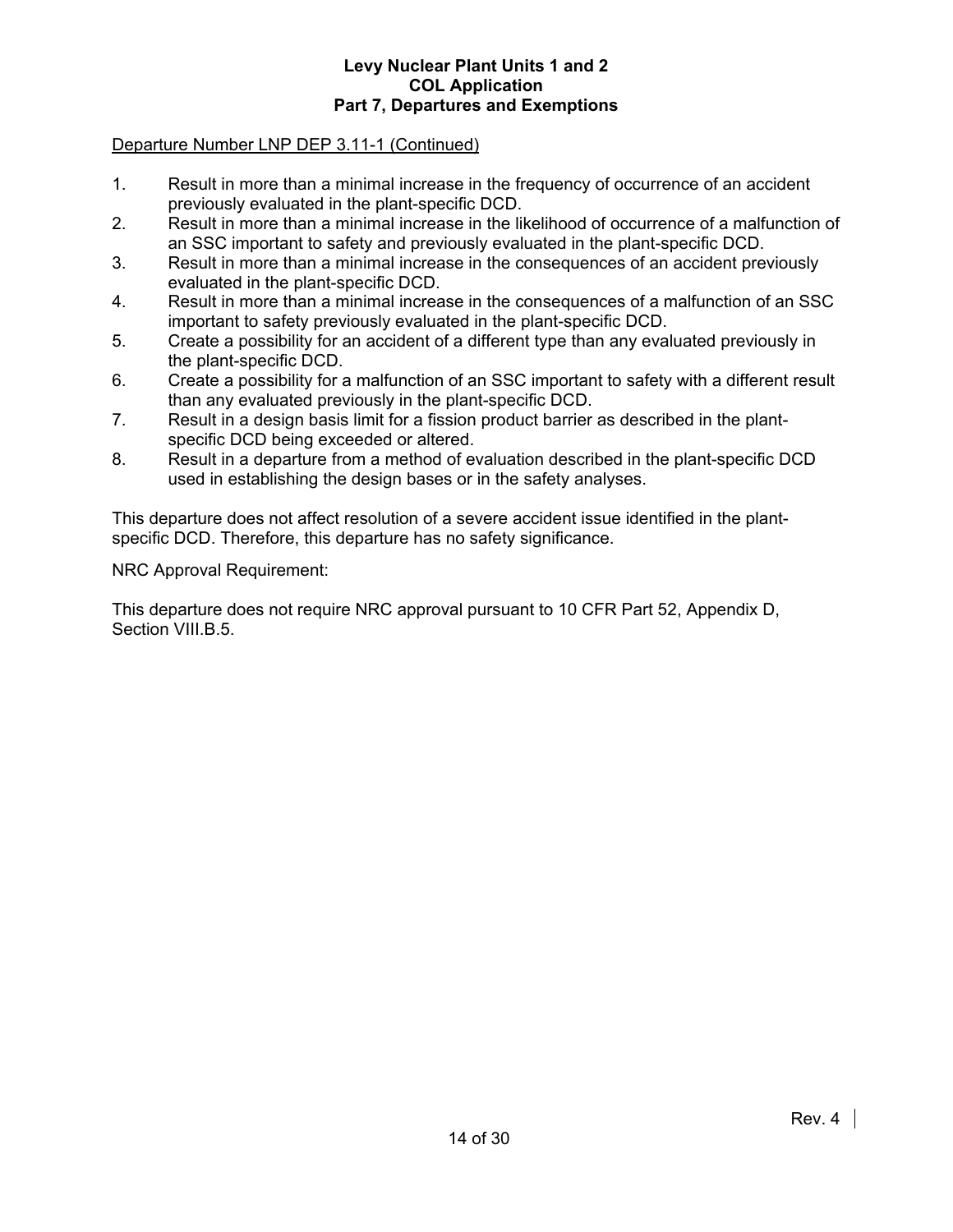Departure Number LNP DEP 3.11-1 (Continued)

1. Result in more than a minimal increase in the frequency of occurrence of an accident previously evaluated in the plant-specific DCD.
2. Result in more than a minimal increase in the likelihood of occurrence of a malfunction of an SSC important to safety and previously evaluated in the plant-specific DCD.
3. Result in more than a minimal increase in the consequences of an accident previously evaluated in the plant-specific DCD.
4. Result in more than a minimal increase in the consequences of a malfunction of an SSC important to safety previously evaluated in the plant-specific DCD.
5. Create a possibility for an accident of a different type than any evaluated previously in the plant-specific DCD.
6. Create a possibility for a malfunction of an SSC important to safety with a different result than any evaluated previously in the plant-specific DCD.
7. Result in a design basis limit for a fission product barrier as described in the plant-specific DCD being exceeded or altered.
8. Result in a departure from a method of evaluation described in the plant-specific DCD used in establishing the design bases or in the safety analyses.

This departure does not affect resolution of a severe accident issue identified in the plant-specific DCD. Therefore, this departure has no safety significance.

NRC Approval Requirement:

This departure does not require NRC approval pursuant to 10 CFR Part 52, Appendix D, Section VIII.B.5.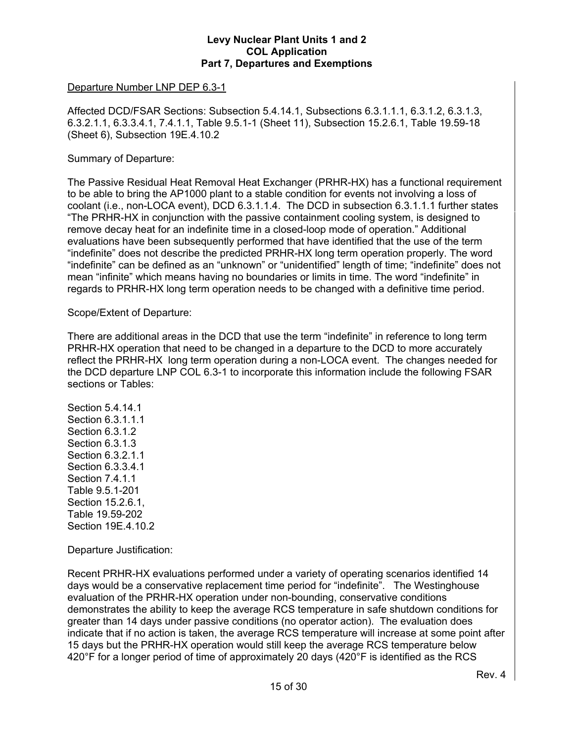Departure Number LNP DEP 6.3-1

Affected DCD/FSAR Sections: Subsection 5.4.14.1, Subsections 6.3.1.1.1, 6.3.1.2, 6.3.1.3, 6.3.2.1.1, 6.3.3.4.1, 7.4.1.1, Table 9.5.1-1 (Sheet 11), Subsection 15.2.6.1, Table 19.59-18 (Sheet 6), Subsection 19E.4.10.2

Summary of Departure:

The Passive Residual Heat Removal Heat Exchanger (PRHR-HX) has a functional requirement to be able to bring the AP1000 plant to a stable condition for events not involving a loss of coolant (i.e., non-LOCA event), DCD 6.3.1.1.4. The DCD in subsection 6.3.1.1.1 further states "The PRHR-HX in conjunction with the passive containment cooling system, is designed to remove decay heat for an indefinite time in a closed-loop mode of operation." Additional evaluations have been subsequently performed that have identified that the use of the term "indefinite" does not describe the predicted PRHR-HX long term operation properly. The word "indefinite" can be defined as an "unknown" or "unidentified" length of time; "indefinite" does not mean "infinite" which means having no boundaries or limits in time. The word "indefinite" in regards to PRHR-HX long term operation needs to be changed with a definitive time period.

Scope/Extent of Departure:

There are additional areas in the DCD that use the term "indefinite" in reference to long term PRHR-HX operation that need to be changed in a departure to the DCD to more accurately reflect the PRHR-HX long term operation during a non-LOCA event. The changes needed for the DCD departure LNP COL 6.3-1 to incorporate this information include the following FSAR sections or Tables:

Section 5.4.14.1
Section 6.3.1.1.1
Section 6.3.1.2
Section 6.3.1.3
Section 6.3.2.1.1
Section 6.3.3.4.1
Section 7.4.1.1
Table 9.5.1-201
Section 15.2.6.1,
Table 19.59-202
Section 19E.4.10.2

Departure Justification:

Recent PRHR-HX evaluations performed under a variety of operating scenarios identified 14 days would be a conservative replacement time period for "indefinite". The Westinghouse evaluation of the PRHR-HX operation under non-bounding, conservative conditions demonstrates the ability to keep the average RCS temperature in safe shutdown conditions for greater than 14 days under passive conditions (no operator action). The evaluation does indicate that if no action is taken, the average RCS temperature will increase at some point after 15 days but the PRHR-HX operation would still keep the average RCS temperature below 420°F for a longer period of time of approximately 20 days (420°F is identified as the RCS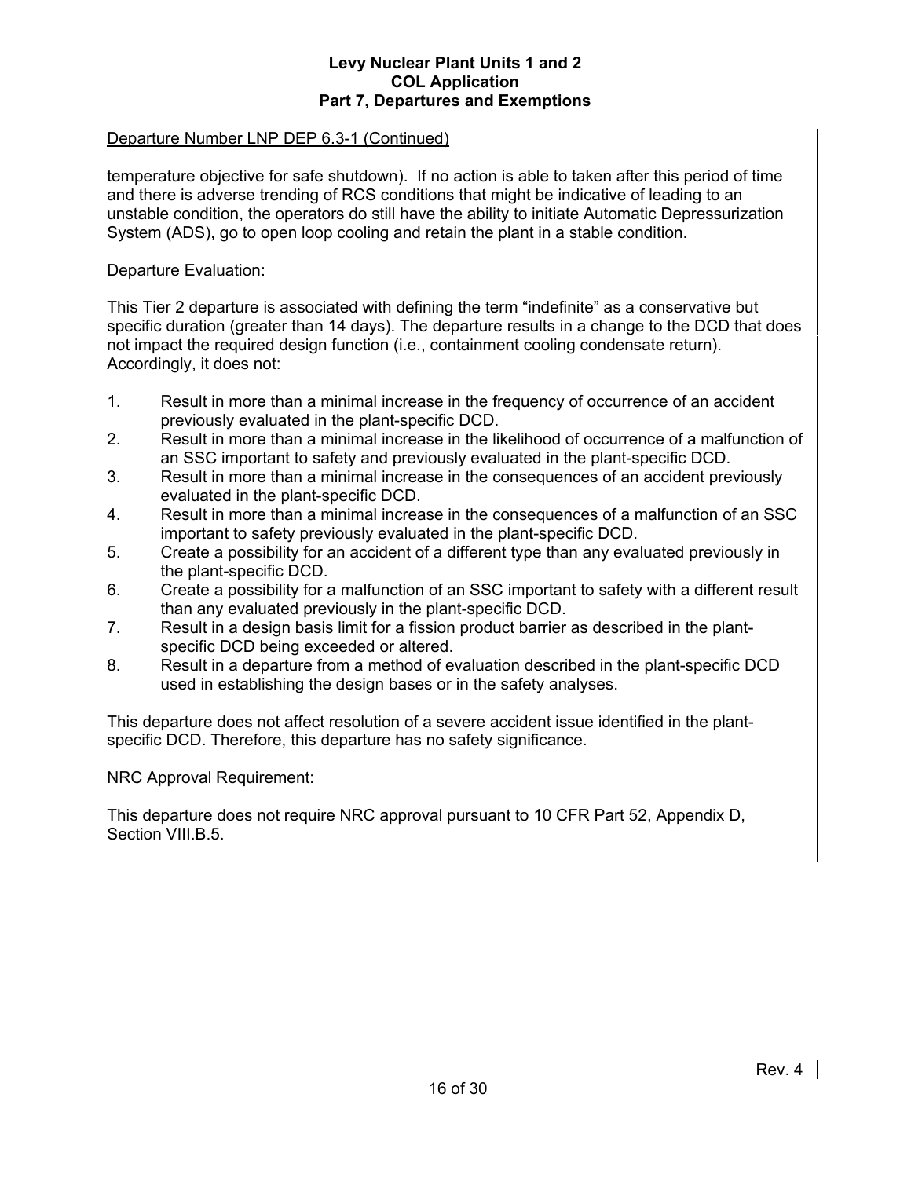Departure Number LNP DEP 6.3-1 (Continued)

temperature objective for safe shutdown). If no action is able to taken after this period of time and there is adverse trending of RCS conditions that might be indicative of leading to an unstable condition, the operators do still have the ability to initiate Automatic Depressurization System (ADS), go to open loop cooling and retain the plant in a stable condition.

Departure Evaluation:

This Tier 2 departure is associated with defining the term “indefinite” as a conservative but specific duration (greater than 14 days). The departure results in a change to the DCD that does not impact the required design function (i.e., containment cooling condensate return). Accordingly, it does not:

1. Result in more than a minimal increase in the frequency of occurrence of an accident previously evaluated in the plant-specific DCD.
2. Result in more than a minimal increase in the likelihood of occurrence of a malfunction of an SSC important to safety and previously evaluated in the plant-specific DCD.
3. Result in more than a minimal increase in the consequences of an accident previously evaluated in the plant-specific DCD.
4. Result in more than a minimal increase in the consequences of a malfunction of an SSC important to safety previously evaluated in the plant-specific DCD.
5. Create a possibility for an accident of a different type than any evaluated previously in the plant-specific DCD.
6. Create a possibility for a malfunction of an SSC important to safety with a different result than any evaluated previously in the plant-specific DCD.
7. Result in a design basis limit for a fission product barrier as described in the plant-specific DCD being exceeded or altered.
8. Result in a departure from a method of evaluation described in the plant-specific DCD used in establishing the design bases or in the safety analyses.

This departure does not affect resolution of a severe accident issue identified in the plant-specific DCD. Therefore, this departure has no safety significance.

NRC Approval Requirement:

This departure does not require NRC approval pursuant to 10 CFR Part 52, Appendix D, Section VIII.B.5.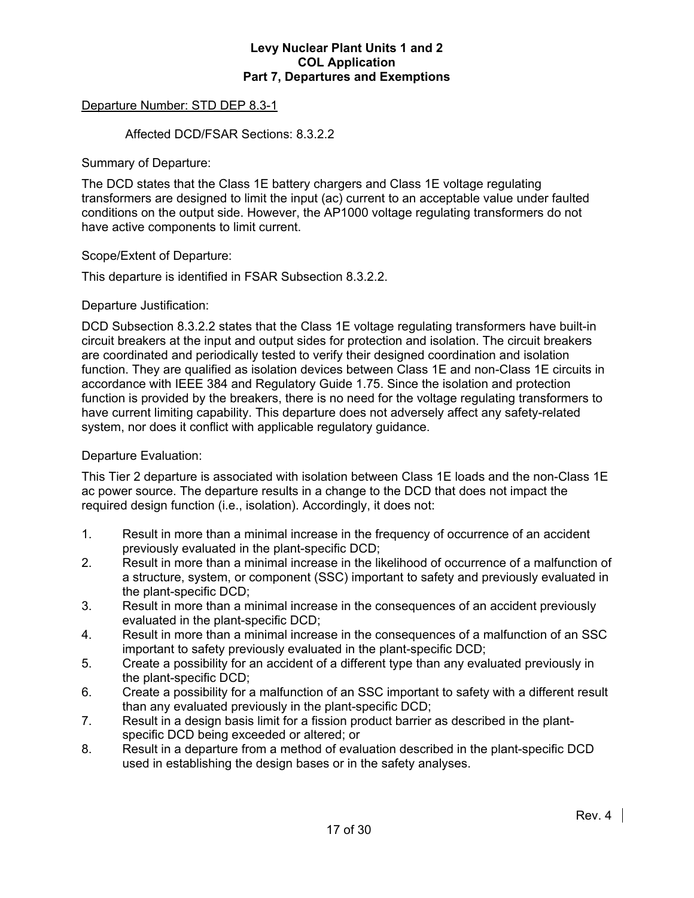Departure Number: STD DEP 8.3-1

Affected DCD/FSAR Sections: 8.3.2.2

Summary of Departure:

The DCD states that the Class 1E battery chargers and Class 1E voltage regulating transformers are designed to limit the input (ac) current to an acceptable value under faulted conditions on the output side. However, the AP1000 voltage regulating transformers do not have active components to limit current.

Scope/Extent of Departure:

This departure is identified in FSAR Subsection 8.3.2.2.

Departure Justification:

DCD Subsection 8.3.2.2 states that the Class 1E voltage regulating transformers have built-in circuit breakers at the input and output sides for protection and isolation. The circuit breakers are coordinated and periodically tested to verify their designed coordination and isolation function. They are qualified as isolation devices between Class 1E and non-Class 1E circuits in accordance with IEEE 384 and Regulatory Guide 1.75. Since the isolation and protection function is provided by the breakers, there is no need for the voltage regulating transformers to have current limiting capability. This departure does not adversely affect any safety-related system, nor does it conflict with applicable regulatory guidance.

Departure Evaluation:

This Tier 2 departure is associated with isolation between Class 1E loads and the non-Class 1E ac power source. The departure results in a change to the DCD that does not impact the required design function (i.e., isolation). Accordingly, it does not:

1. Result in more than a minimal increase in the frequency of occurrence of an accident previously evaluated in the plant-specific DCD;
2. Result in more than a minimal increase in the likelihood of occurrence of a malfunction of a structure, system, or component (SSC) important to safety and previously evaluated in the plant-specific DCD;
3. Result in more than a minimal increase in the consequences of an accident previously evaluated in the plant-specific DCD;
4. Result in more than a minimal increase in the consequences of a malfunction of an SSC important to safety previously evaluated in the plant-specific DCD;
5. Create a possibility for an accident of a different type than any evaluated previously in the plant-specific DCD;
6. Create a possibility for a malfunction of an SSC important to safety with a different result than any evaluated previously in the plant-specific DCD;
7. Result in a design basis limit for a fission product barrier as described in the plant-specific DCD being exceeded or altered; or
8. Result in a departure from a method of evaluation described in the plant-specific DCD used in establishing the design bases or in the safety analyses.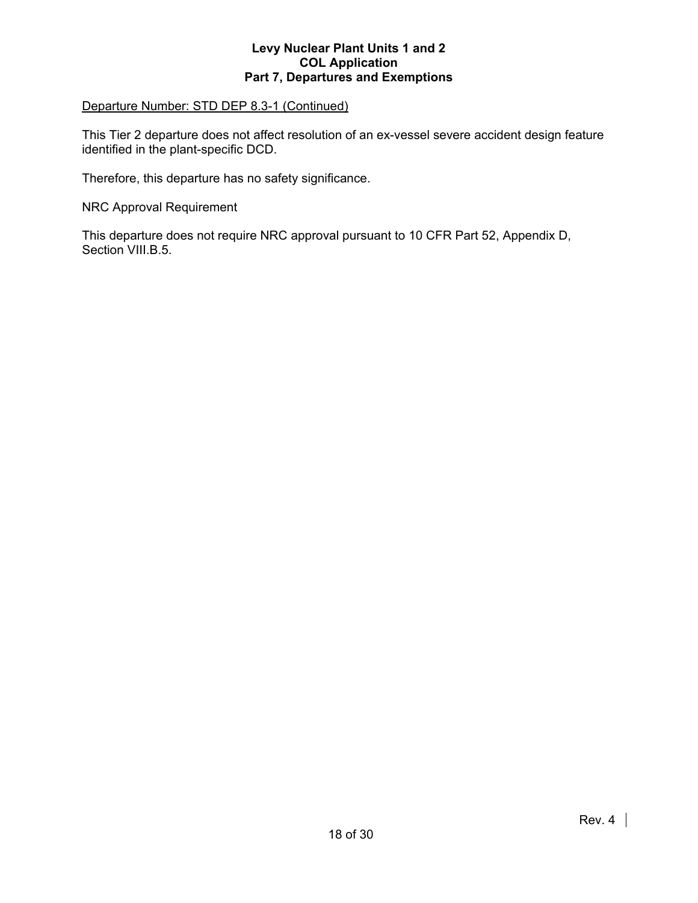<u>Departure Number: STD DEP 8.3-1 (Continued)</u>

This Tier 2 departure does not affect resolution of an ex-vessel severe accident design feature identified in the plant-specific DCD.

Therefore, this departure has no safety significance.

NRC Approval Requirement

This departure does not require NRC approval pursuant to 10 CFR Part 52, Appendix D, Section VIII.B.5.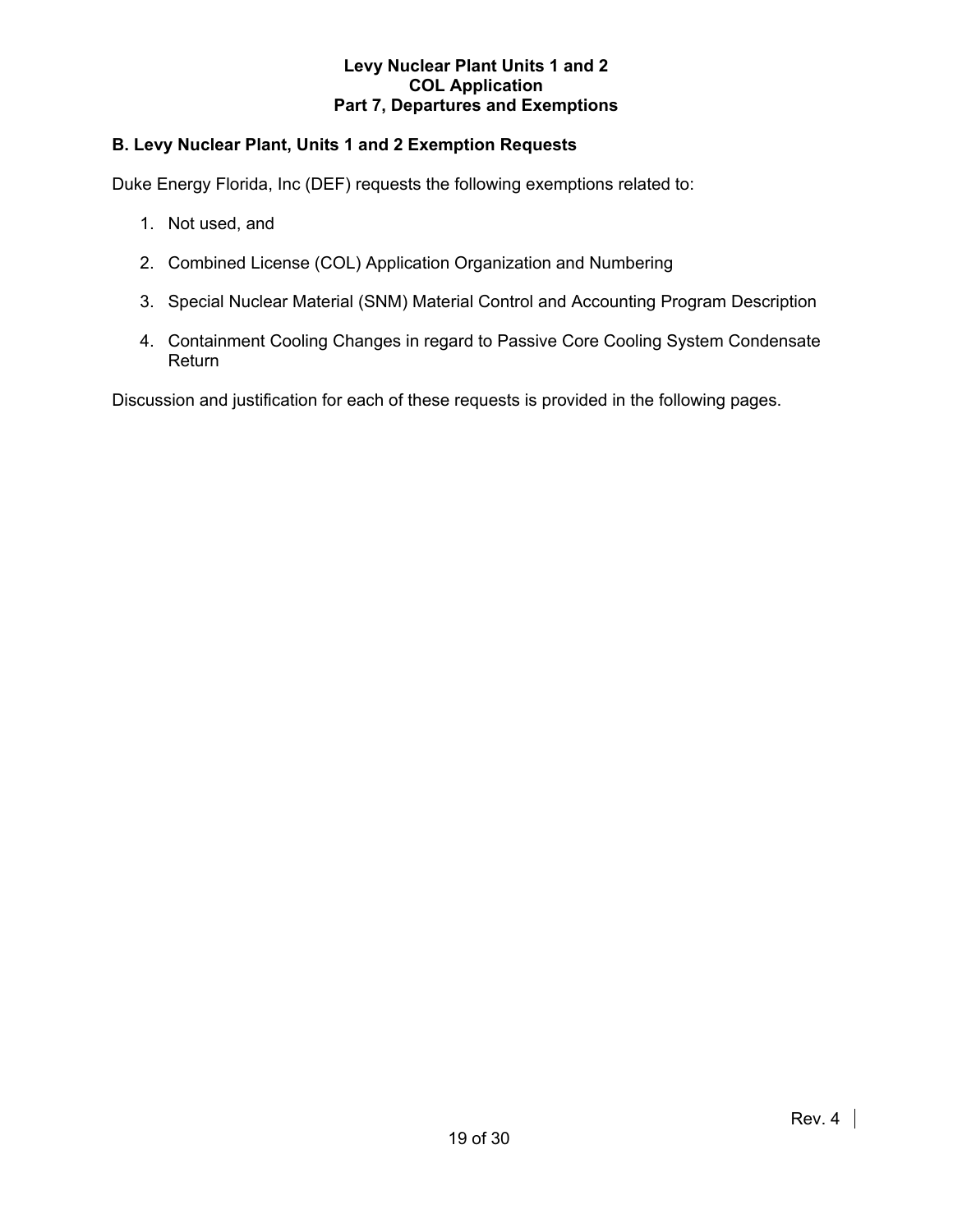## B. Levy Nuclear Plant, Units 1 and 2 Exemption Requests

Duke Energy Florida, Inc (DEF) requests the following exemptions related to:

1. Not used, and
2. Combined License (COL) Application Organization and Numbering
3. Special Nuclear Material (SNM) Material Control and Accounting Program Description
4. Containment Cooling Changes in regard to Passive Core Cooling System Condensate Return

Discussion and justification for each of these requests is provided in the following pages.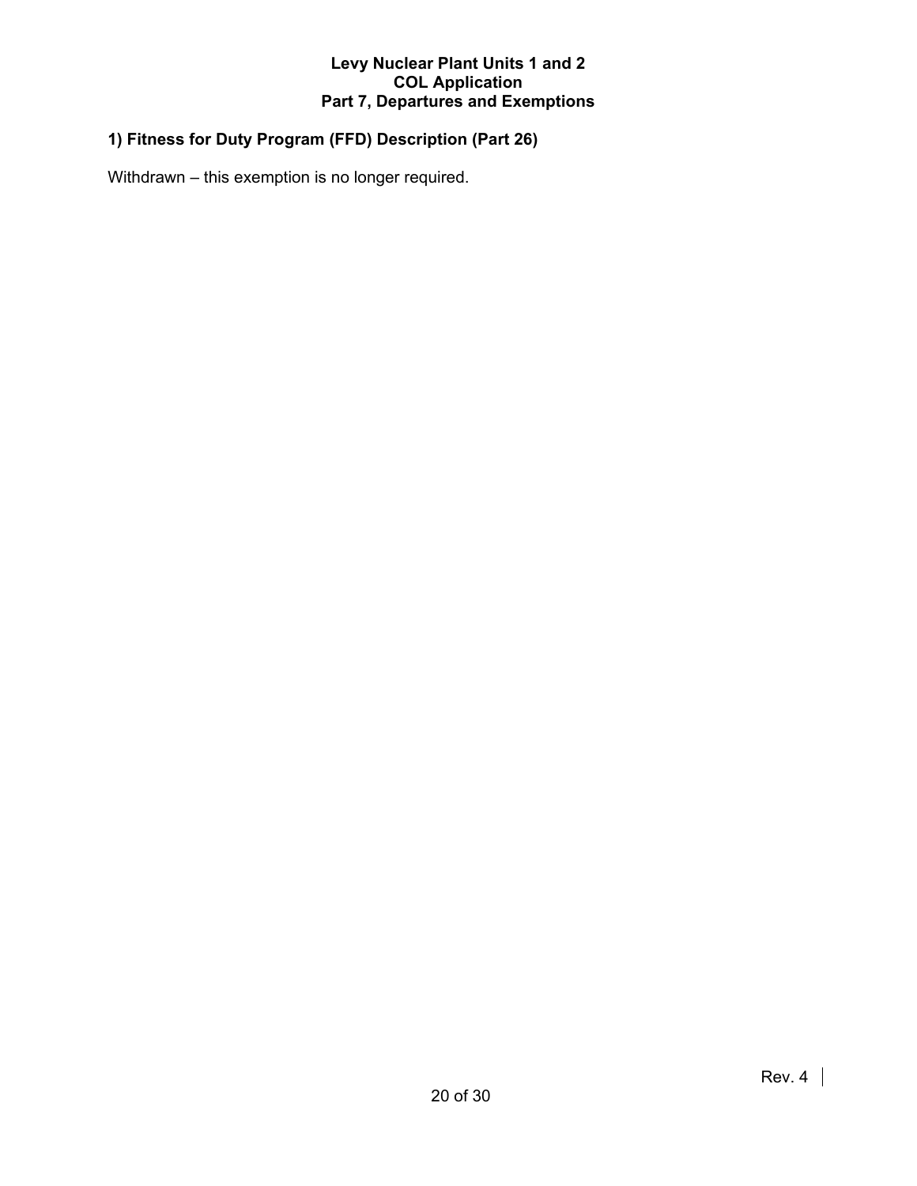## 1) Fitness for Duty Program (FFD) Description (Part 26)

Withdrawn – this exemption is no longer required.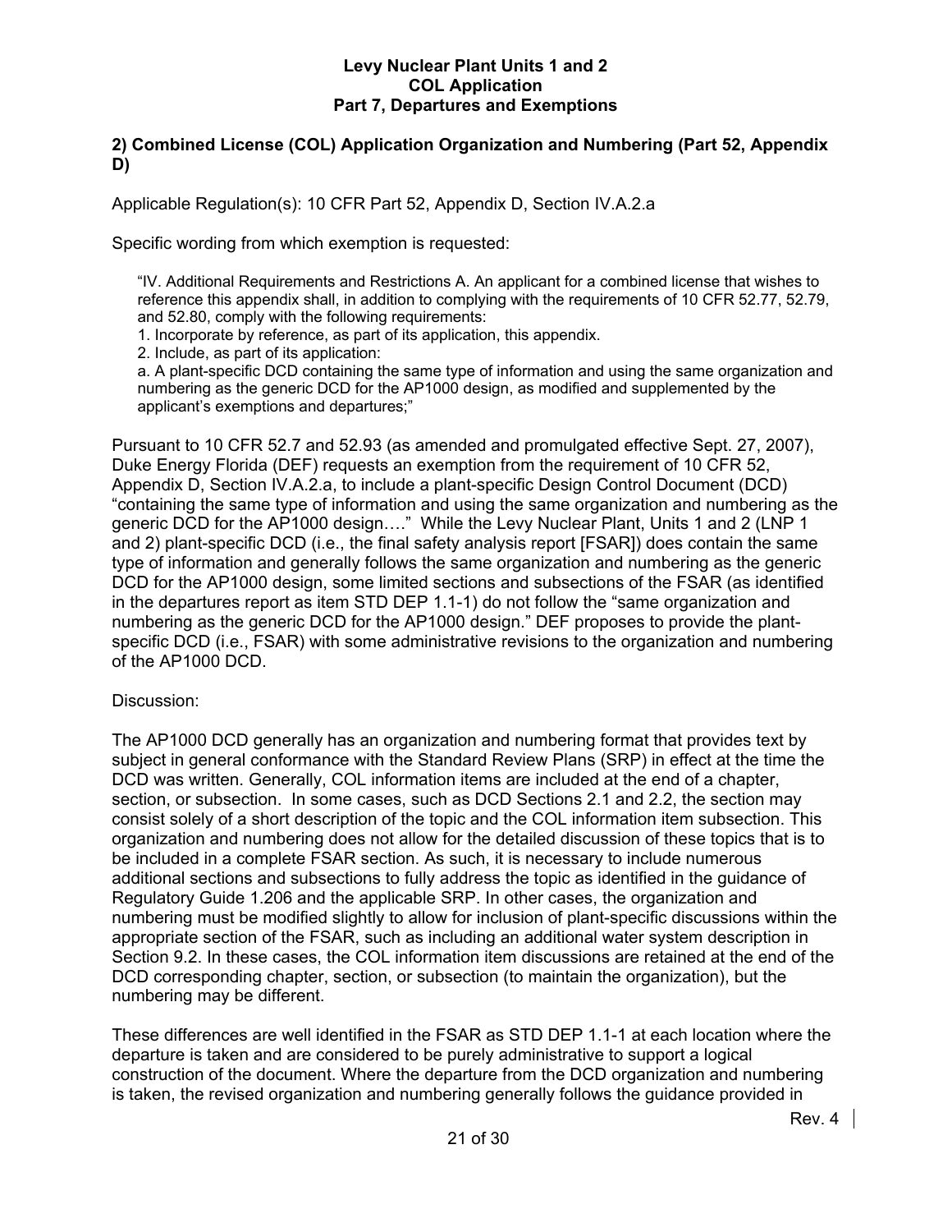**2) Combined License (COL) Application Organization and Numbering (Part 52, Appendix D)**

Applicable Regulation(s): 10 CFR Part 52, Appendix D, Section IV.A.2.a

Specific wording from which exemption is requested:

> "IV. Additional Requirements and Restrictions A. An applicant for a combined license that wishes to reference this appendix shall, in addition to complying with the requirements of 10 CFR 52.77, 52.79, and 52.80, comply with the following requirements:
> 1. Incorporate by reference, as part of its application, this appendix.
> 2. Include, as part of its application:
> a. A plant-specific DCD containing the same type of information and using the same organization and numbering as the generic DCD for the AP1000 design, as modified and supplemented by the applicant's exemptions and departures;"

Pursuant to 10 CFR 52.7 and 52.93 (as amended and promulgated effective Sept. 27, 2007), Duke Energy Florida (DEF) requests an exemption from the requirement of 10 CFR 52, Appendix D, Section IV.A.2.a, to include a plant-specific Design Control Document (DCD) "containing the same type of information and using the same organization and numbering as the generic DCD for the AP1000 design…." While the Levy Nuclear Plant, Units 1 and 2 (LNP 1 and 2) plant-specific DCD (i.e., the final safety analysis report [FSAR]) does contain the same type of information and generally follows the same organization and numbering as the generic DCD for the AP1000 design, some limited sections and subsections of the FSAR (as identified in the departures report as item STD DEP 1.1-1) do not follow the "same organization and numbering as the generic DCD for the AP1000 design." DEF proposes to provide the plant-specific DCD (i.e., FSAR) with some administrative revisions to the organization and numbering of the AP1000 DCD.

Discussion:

The AP1000 DCD generally has an organization and numbering format that provides text by subject in general conformance with the Standard Review Plans (SRP) in effect at the time the DCD was written. Generally, COL information items are included at the end of a chapter, section, or subsection. In some cases, such as DCD Sections 2.1 and 2.2, the section may consist solely of a short description of the topic and the COL information item subsection. This organization and numbering does not allow for the detailed discussion of these topics that is to be included in a complete FSAR section. As such, it is necessary to include numerous additional sections and subsections to fully address the topic as identified in the guidance of Regulatory Guide 1.206 and the applicable SRP. In other cases, the organization and numbering must be modified slightly to allow for inclusion of plant-specific discussions within the appropriate section of the FSAR, such as including an additional water system description in Section 9.2. In these cases, the COL information item discussions are retained at the end of the DCD corresponding chapter, section, or subsection (to maintain the organization), but the numbering may be different.

These differences are well identified in the FSAR as STD DEP 1.1-1 at each location where the departure is taken and are considered to be purely administrative to support a logical construction of the document. Where the departure from the DCD organization and numbering is taken, the revised organization and numbering generally follows the guidance provided in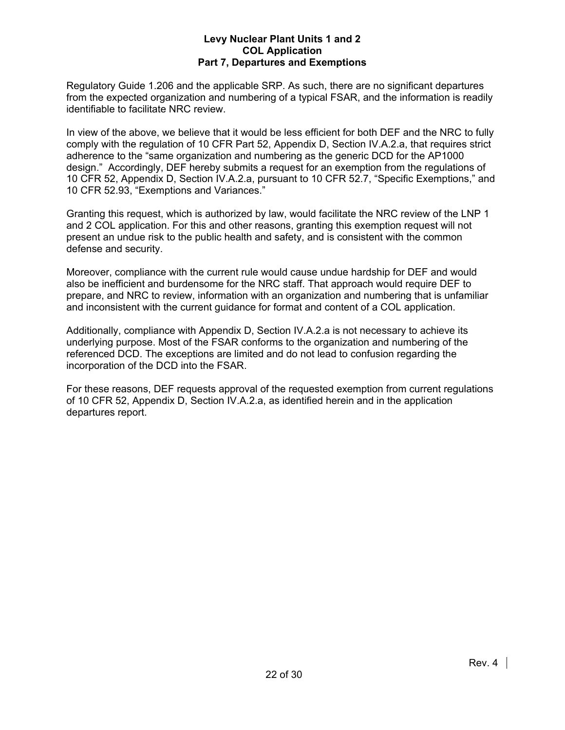Regulatory Guide 1.206 and the applicable SRP. As such, there are no significant departures from the expected organization and numbering of a typical FSAR, and the information is readily identifiable to facilitate NRC review.

In view of the above, we believe that it would be less efficient for both DEF and the NRC to fully comply with the regulation of 10 CFR Part 52, Appendix D, Section IV.A.2.a, that requires strict adherence to the "same organization and numbering as the generic DCD for the AP1000 design." Accordingly, DEF hereby submits a request for an exemption from the regulations of 10 CFR 52, Appendix D, Section IV.A.2.a, pursuant to 10 CFR 52.7, "Specific Exemptions," and 10 CFR 52.93, "Exemptions and Variances."

Granting this request, which is authorized by law, would facilitate the NRC review of the LNP 1 and 2 COL application. For this and other reasons, granting this exemption request will not present an undue risk to the public health and safety, and is consistent with the common defense and security.

Moreover, compliance with the current rule would cause undue hardship for DEF and would also be inefficient and burdensome for the NRC staff. That approach would require DEF to prepare, and NRC to review, information with an organization and numbering that is unfamiliar and inconsistent with the current guidance for format and content of a COL application.

Additionally, compliance with Appendix D, Section IV.A.2.a is not necessary to achieve its underlying purpose. Most of the FSAR conforms to the organization and numbering of the referenced DCD. The exceptions are limited and do not lead to confusion regarding the incorporation of the DCD into the FSAR.

For these reasons, DEF requests approval of the requested exemption from current regulations of 10 CFR 52, Appendix D, Section IV.A.2.a, as identified herein and in the application departures report.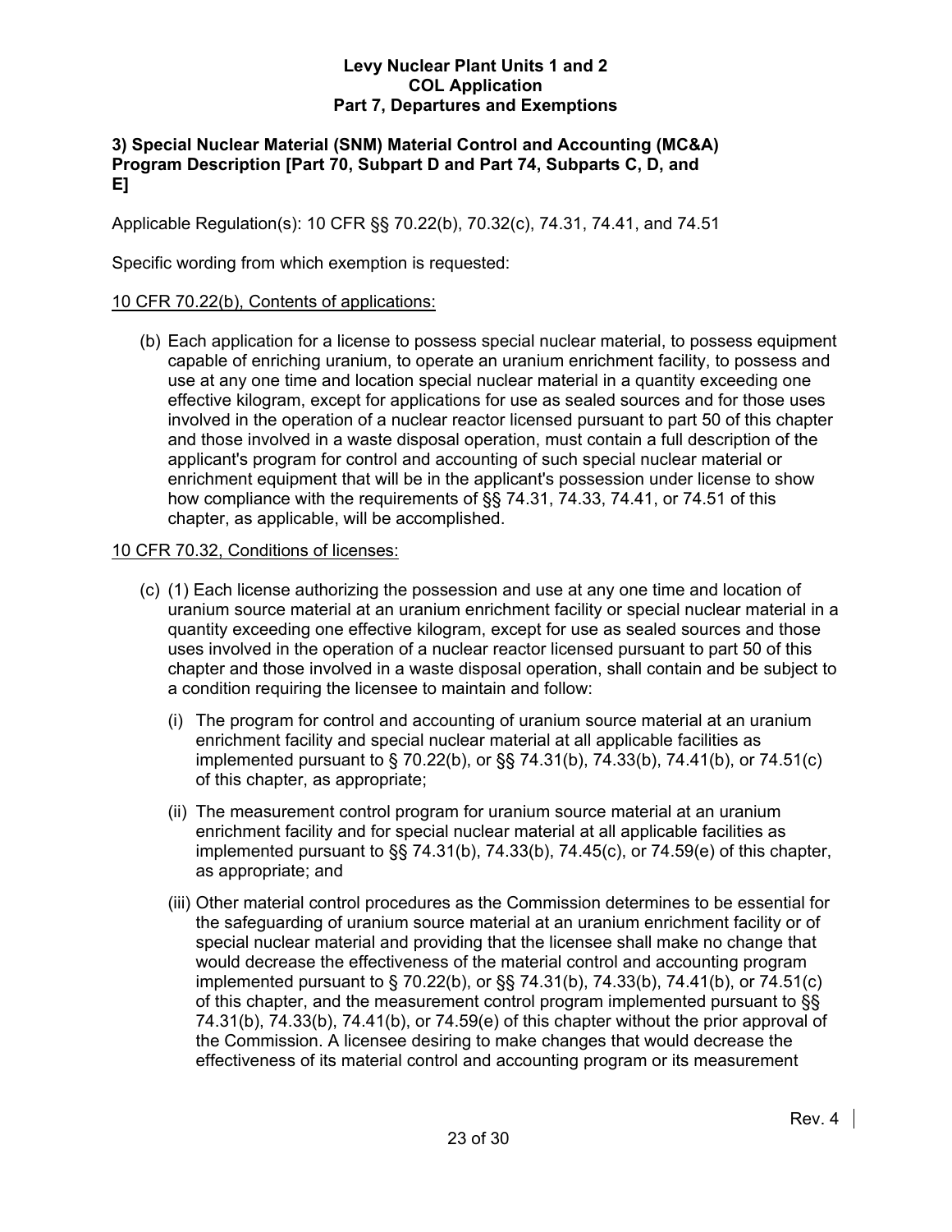### 3) Special Nuclear Material (SNM) Material Control and Accounting (MC&A) Program Description [Part 70, Subpart D and Part 74, Subparts C, D, and E]

Applicable Regulation(s): 10 CFR §§ 70.22(b), 70.32(c), 74.31, 74.41, and 74.51

Specific wording from which exemption is requested:

<u>10 CFR 70.22(b), Contents of applications:</u>

(b) Each application for a license to possess special nuclear material, to possess equipment capable of enriching uranium, to operate an uranium enrichment facility, to possess and use at any one time and location special nuclear material in a quantity exceeding one effective kilogram, except for applications for use as sealed sources and for those uses involved in the operation of a nuclear reactor licensed pursuant to part 50 of this chapter and those involved in a waste disposal operation, must contain a full description of the applicant's program for control and accounting of such special nuclear material or enrichment equipment that will be in the applicant's possession under license to show how compliance with the requirements of §§ 74.31, 74.33, 74.41, or 74.51 of this chapter, as applicable, will be accomplished.

<u>10 CFR 70.32, Conditions of licenses:</u>

(c) (1) Each license authorizing the possession and use at any one time and location of uranium source material at an uranium enrichment facility or special nuclear material in a quantity exceeding one effective kilogram, except for use as sealed sources and those uses involved in the operation of a nuclear reactor licensed pursuant to part 50 of this chapter and those involved in a waste disposal operation, shall contain and be subject to a condition requiring the licensee to maintain and follow:

- (i) The program for control and accounting of uranium source material at an uranium enrichment facility and special nuclear material at all applicable facilities as implemented pursuant to § 70.22(b), or §§ 74.31(b), 74.33(b), 74.41(b), or 74.51(c) of this chapter, as appropriate;
- (ii) The measurement control program for uranium source material at an uranium enrichment facility and for special nuclear material at all applicable facilities as implemented pursuant to §§ 74.31(b), 74.33(b), 74.45(c), or 74.59(e) of this chapter, as appropriate; and
- (iii) Other material control procedures as the Commission determines to be essential for the safeguarding of uranium source material at an uranium enrichment facility or of special nuclear material and providing that the licensee shall make no change that would decrease the effectiveness of the material control and accounting program implemented pursuant to § 70.22(b), or §§ 74.31(b), 74.33(b), 74.41(b), or 74.51(c) of this chapter, and the measurement control program implemented pursuant to §§ 74.31(b), 74.33(b), 74.41(b), or 74.59(e) of this chapter without the prior approval of the Commission. A licensee desiring to make changes that would decrease the effectiveness of its material control and accounting program or its measurement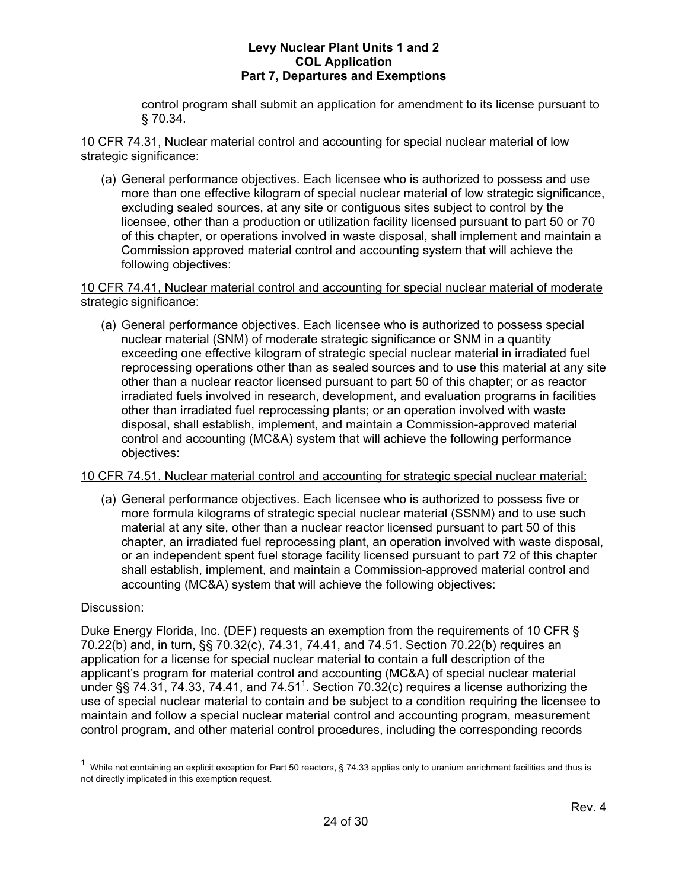control program shall submit an application for amendment to its license pursuant to § 70.34.

<u>10 CFR 74.31, Nuclear material control and accounting for special nuclear material of low strategic significance:</u>

(a) General performance objectives. Each licensee who is authorized to possess and use more than one effective kilogram of special nuclear material of low strategic significance, excluding sealed sources, at any site or contiguous sites subject to control by the licensee, other than a production or utilization facility licensed pursuant to part 50 or 70 of this chapter, or operations involved in waste disposal, shall implement and maintain a Commission approved material control and accounting system that will achieve the following objectives:

<u>10 CFR 74.41, Nuclear material control and accounting for special nuclear material of moderate strategic significance:</u>

(a) General performance objectives. Each licensee who is authorized to possess special nuclear material (SNM) of moderate strategic significance or SNM in a quantity exceeding one effective kilogram of strategic special nuclear material in irradiated fuel reprocessing operations other than as sealed sources and to use this material at any site other than a nuclear reactor licensed pursuant to part 50 of this chapter; or as reactor irradiated fuels involved in research, development, and evaluation programs in facilities other than irradiated fuel reprocessing plants; or an operation involved with waste disposal, shall establish, implement, and maintain a Commission-approved material control and accounting (MC&A) system that will achieve the following performance objectives:

<u>10 CFR 74.51, Nuclear material control and accounting for strategic special nuclear material:</u>

(a) General performance objectives. Each licensee who is authorized to possess five or more formula kilograms of strategic special nuclear material (SSNM) and to use such material at any site, other than a nuclear reactor licensed pursuant to part 50 of this chapter, an irradiated fuel reprocessing plant, an operation involved with waste disposal, or an independent spent fuel storage facility licensed pursuant to part 72 of this chapter shall establish, implement, and maintain a Commission-approved material control and accounting (MC&A) system that will achieve the following objectives:

Discussion:

Duke Energy Florida, Inc. (DEF) requests an exemption from the requirements of 10 CFR § 70.22(b) and, in turn, §§ 70.32(c), 74.31, 74.41, and 74.51. Section 70.22(b) requires an application for a license for special nuclear material to contain a full description of the applicant's program for material control and accounting (MC&A) of special nuclear material under §§ 74.31, 74.33, 74.41, and 74.51[1]. Section 70.32(c) requires a license authorizing the use of special nuclear material to contain and be subject to a condition requiring the licensee to maintain and follow a special nuclear material control and accounting program, measurement control program, and other material control procedures, including the corresponding records

---

[1] While not containing an explicit exception for Part 50 reactors, § 74.33 applies only to uranium enrichment facilities and thus is not directly implicated in this exemption request.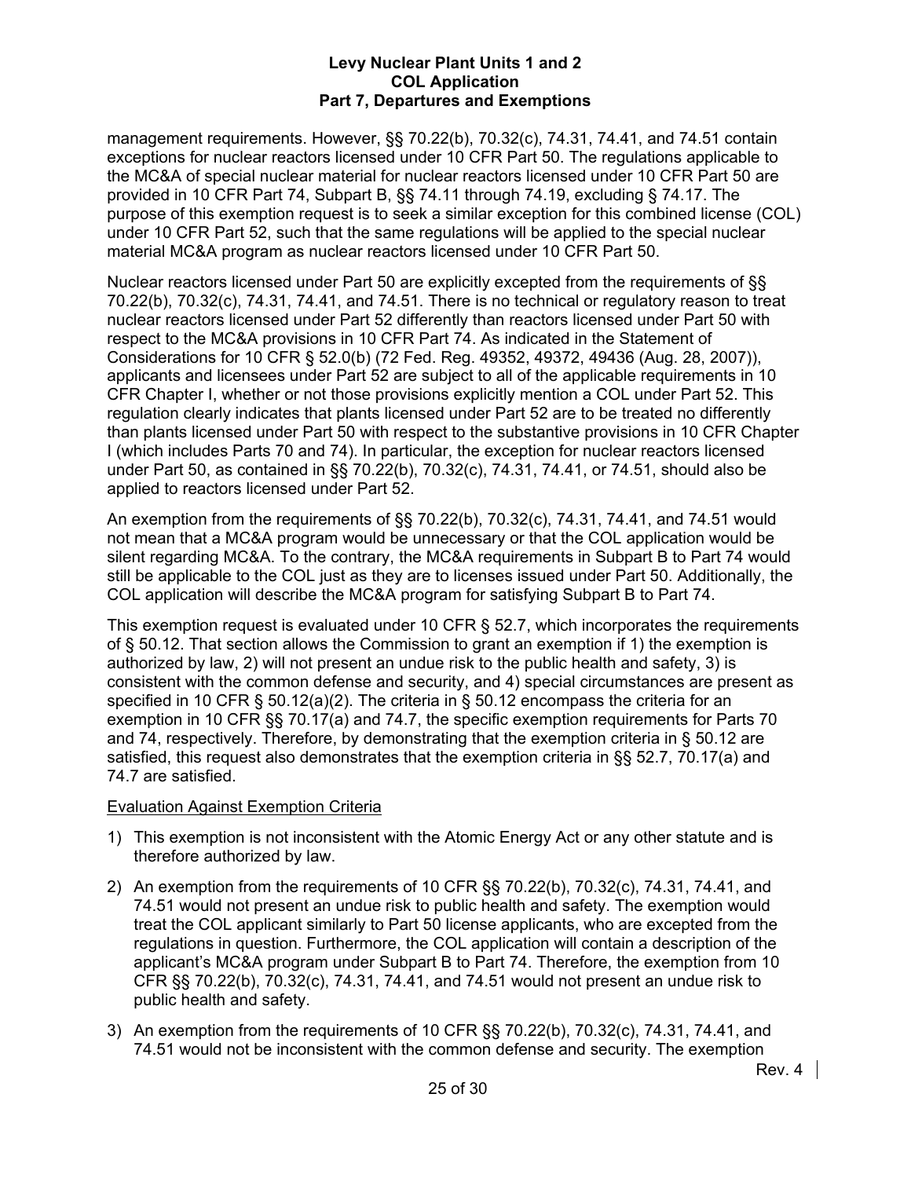management requirements. However, §§ 70.22(b), 70.32(c), 74.31, 74.41, and 74.51 contain exceptions for nuclear reactors licensed under 10 CFR Part 50. The regulations applicable to the MC&A of special nuclear material for nuclear reactors licensed under 10 CFR Part 50 are provided in 10 CFR Part 74, Subpart B, §§ 74.11 through 74.19, excluding § 74.17. The purpose of this exemption request is to seek a similar exception for this combined license (COL) under 10 CFR Part 52, such that the same regulations will be applied to the special nuclear material MC&A program as nuclear reactors licensed under 10 CFR Part 50.

Nuclear reactors licensed under Part 50 are explicitly excepted from the requirements of §§ 70.22(b), 70.32(c), 74.31, 74.41, and 74.51. There is no technical or regulatory reason to treat nuclear reactors licensed under Part 52 differently than reactors licensed under Part 50 with respect to the MC&A provisions in 10 CFR Part 74. As indicated in the Statement of Considerations for 10 CFR § 52.0(b) (72 Fed. Reg. 49352, 49372, 49436 (Aug. 28, 2007)), applicants and licensees under Part 52 are subject to all of the applicable requirements in 10 CFR Chapter I, whether or not those provisions explicitly mention a COL under Part 52. This regulation clearly indicates that plants licensed under Part 52 are to be treated no differently than plants licensed under Part 50 with respect to the substantive provisions in 10 CFR Chapter I (which includes Parts 70 and 74). In particular, the exception for nuclear reactors licensed under Part 50, as contained in §§ 70.22(b), 70.32(c), 74.31, 74.41, or 74.51, should also be applied to reactors licensed under Part 52.

An exemption from the requirements of §§ 70.22(b), 70.32(c), 74.31, 74.41, and 74.51 would not mean that a MC&A program would be unnecessary or that the COL application would be silent regarding MC&A. To the contrary, the MC&A requirements in Subpart B to Part 74 would still be applicable to the COL just as they are to licenses issued under Part 50. Additionally, the COL application will describe the MC&A program for satisfying Subpart B to Part 74.

This exemption request is evaluated under 10 CFR § 52.7, which incorporates the requirements of § 50.12. That section allows the Commission to grant an exemption if 1) the exemption is authorized by law, 2) will not present an undue risk to the public health and safety, 3) is consistent with the common defense and security, and 4) special circumstances are present as specified in 10 CFR § 50.12(a)(2). The criteria in § 50.12 encompass the criteria for an exemption in 10 CFR §§ 70.17(a) and 74.7, the specific exemption requirements for Parts 70 and 74, respectively. Therefore, by demonstrating that the exemption criteria in § 50.12 are satisfied, this request also demonstrates that the exemption criteria in §§ 52.7, 70.17(a) and 74.7 are satisfied.

Evaluation Against Exemption Criteria

1) This exemption is not inconsistent with the Atomic Energy Act or any other statute and is therefore authorized by law.
2) An exemption from the requirements of 10 CFR §§ 70.22(b), 70.32(c), 74.31, 74.41, and 74.51 would not present an undue risk to public health and safety. The exemption would treat the COL applicant similarly to Part 50 license applicants, who are excepted from the regulations in question. Furthermore, the COL application will contain a description of the applicant's MC&A program under Subpart B to Part 74. Therefore, the exemption from 10 CFR §§ 70.22(b), 70.32(c), 74.31, 74.41, and 74.51 would not present an undue risk to public health and safety.
3) An exemption from the requirements of 10 CFR §§ 70.22(b), 70.32(c), 74.31, 74.41, and 74.51 would not be inconsistent with the common defense and security. The exemption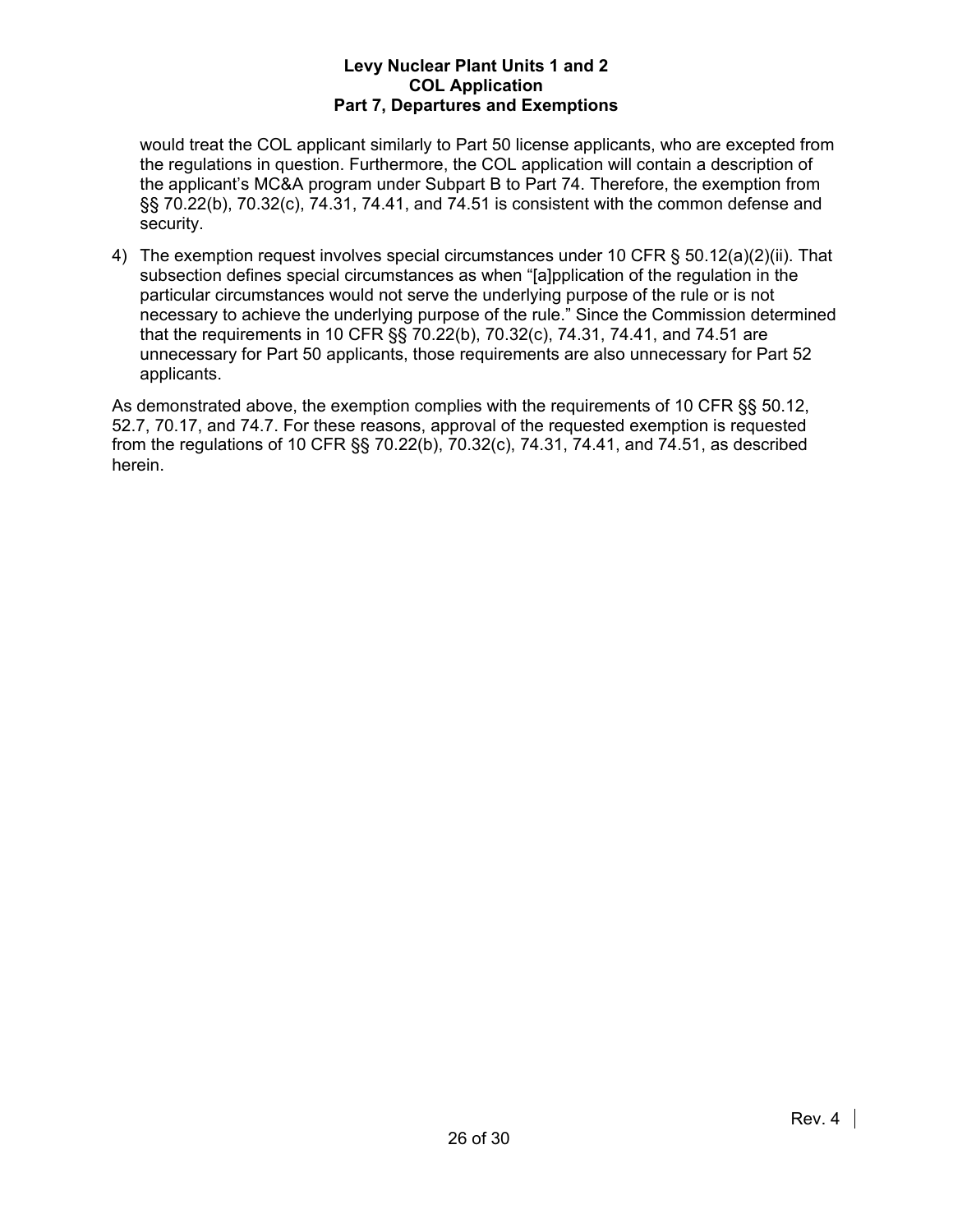would treat the COL applicant similarly to Part 50 license applicants, who are excepted from the regulations in question. Furthermore, the COL application will contain a description of the applicant's MC&A program under Subpart B to Part 74. Therefore, the exemption from §§ 70.22(b), 70.32(c), 74.31, 74.41, and 74.51 is consistent with the common defense and security.

4) The exemption request involves special circumstances under 10 CFR § 50.12(a)(2)(ii). That subsection defines special circumstances as when "[a]pplication of the regulation in the particular circumstances would not serve the underlying purpose of the rule or is not necessary to achieve the underlying purpose of the rule." Since the Commission determined that the requirements in 10 CFR §§ 70.22(b), 70.32(c), 74.31, 74.41, and 74.51 are unnecessary for Part 50 applicants, those requirements are also unnecessary for Part 52 applicants.

As demonstrated above, the exemption complies with the requirements of 10 CFR §§ 50.12, 52.7, 70.17, and 74.7. For these reasons, approval of the requested exemption is requested from the regulations of 10 CFR §§ 70.22(b), 70.32(c), 74.31, 74.41, and 74.51, as described herein.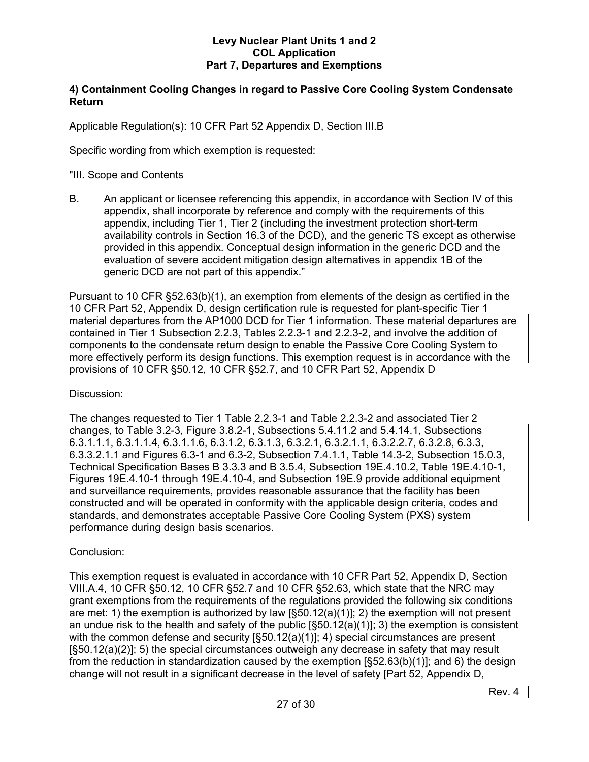## 4) Containment Cooling Changes in regard to Passive Core Cooling System Condensate Return

Applicable Regulation(s): 10 CFR Part 52 Appendix D, Section III.B

Specific wording from which exemption is requested:

"III. Scope and Contents

B. An applicant or licensee referencing this appendix, in accordance with Section IV of this appendix, shall incorporate by reference and comply with the requirements of this appendix, including Tier 1, Tier 2 (including the investment protection short-term availability controls in Section 16.3 of the DCD), and the generic TS except as otherwise provided in this appendix. Conceptual design information in the generic DCD and the evaluation of severe accident mitigation design alternatives in appendix 1B of the generic DCD are not part of this appendix."

Pursuant to 10 CFR §52.63(b)(1), an exemption from elements of the design as certified in the 10 CFR Part 52, Appendix D, design certification rule is requested for plant-specific Tier 1 material departures from the AP1000 DCD for Tier 1 information. These material departures are contained in Tier 1 Subsection 2.2.3, Tables 2.2.3-1 and 2.2.3-2, and involve the addition of components to the condensate return design to enable the Passive Core Cooling System to more effectively perform its design functions. This exemption request is in accordance with the provisions of 10 CFR §50.12, 10 CFR §52.7, and 10 CFR Part 52, Appendix D

Discussion:

The changes requested to Tier 1 Table 2.2.3-1 and Table 2.2.3-2 and associated Tier 2 changes, to Table 3.2-3, Figure 3.8.2-1, Subsections 5.4.11.2 and 5.4.14.1, Subsections 6.3.1.1.1, 6.3.1.1.4, 6.3.1.1.6, 6.3.1.2, 6.3.1.3, 6.3.2.1, 6.3.2.1.1, 6.3.2.2.7, 6.3.2.8, 6.3.3, 6.3.3.2.1.1 and Figures 6.3-1 and 6.3-2, Subsection 7.4.1.1, Table 14.3-2, Subsection 15.0.3, Technical Specification Bases B 3.3.3 and B 3.5.4, Subsection 19E.4.10.2, Table 19E.4.10-1, Figures 19E.4.10-1 through 19E.4.10-4, and Subsection 19E.9 provide additional equipment and surveillance requirements, provides reasonable assurance that the facility has been constructed and will be operated in conformity with the applicable design criteria, codes and standards, and demonstrates acceptable Passive Core Cooling System (PXS) system performance during design basis scenarios.

Conclusion:

This exemption request is evaluated in accordance with 10 CFR Part 52, Appendix D, Section VIII.A.4, 10 CFR §50.12, 10 CFR §52.7 and 10 CFR §52.63, which state that the NRC may grant exemptions from the requirements of the regulations provided the following six conditions are met: 1) the exemption is authorized by law [§50.12(a)(1)]; 2) the exemption will not present an undue risk to the health and safety of the public [§50.12(a)(1)]; 3) the exemption is consistent with the common defense and security [§50.12(a)(1)]; 4) special circumstances are present [§50.12(a)(2)]; 5) the special circumstances outweigh any decrease in safety that may result from the reduction in standardization caused by the exemption [§52.63(b)(1)]; and 6) the design change will not result in a significant decrease in the level of safety [Part 52, Appendix D,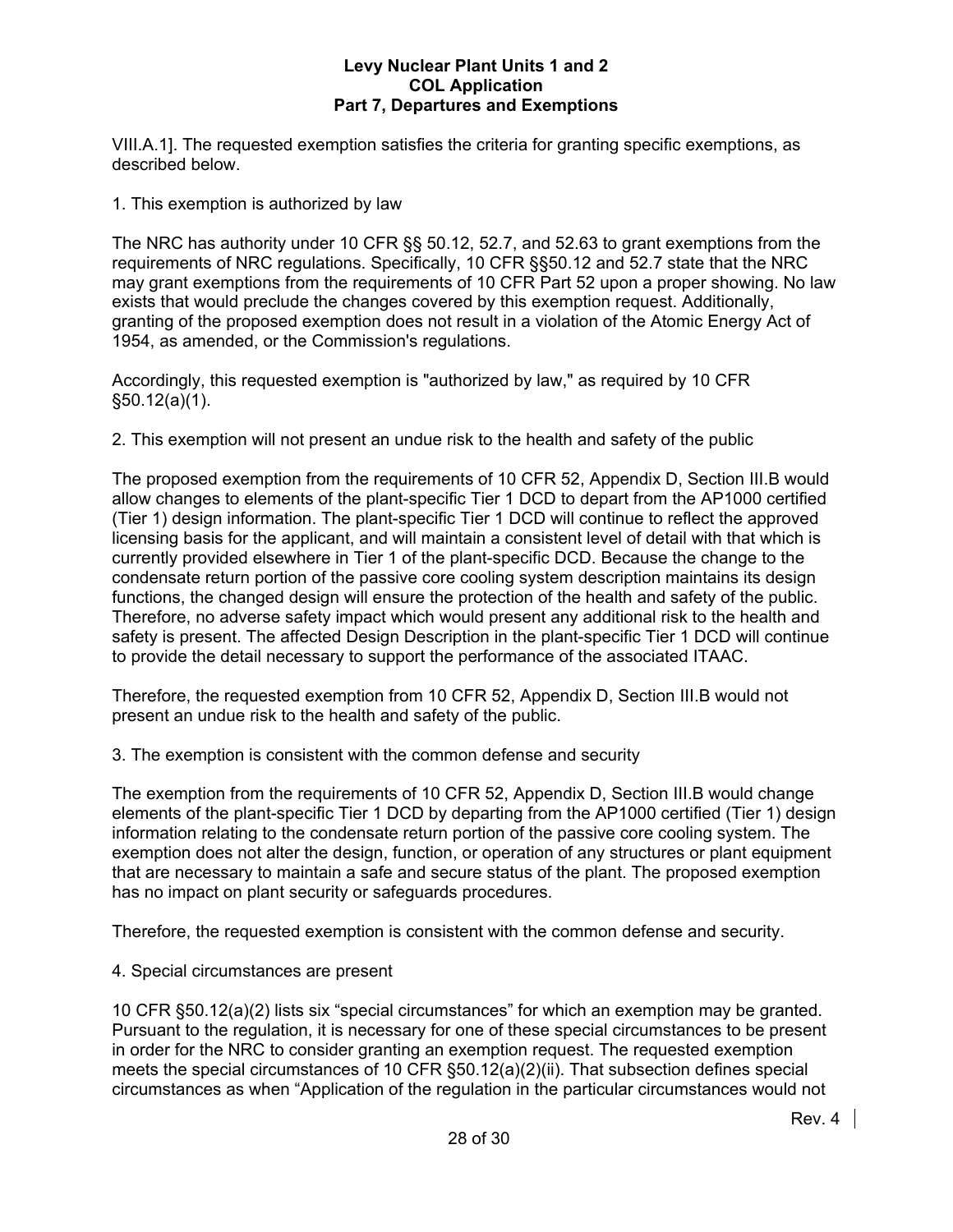VIII.A.1]. The requested exemption satisfies the criteria for granting specific exemptions, as described below.

1. This exemption is authorized by law

The NRC has authority under 10 CFR §§ 50.12, 52.7, and 52.63 to grant exemptions from the requirements of NRC regulations. Specifically, 10 CFR §§50.12 and 52.7 state that the NRC may grant exemptions from the requirements of 10 CFR Part 52 upon a proper showing. No law exists that would preclude the changes covered by this exemption request. Additionally, granting of the proposed exemption does not result in a violation of the Atomic Energy Act of 1954, as amended, or the Commission's regulations.

Accordingly, this requested exemption is "authorized by law," as required by 10 CFR §50.12(a)(1).

2. This exemption will not present an undue risk to the health and safety of the public

The proposed exemption from the requirements of 10 CFR 52, Appendix D, Section III.B would allow changes to elements of the plant-specific Tier 1 DCD to depart from the AP1000 certified (Tier 1) design information. The plant-specific Tier 1 DCD will continue to reflect the approved licensing basis for the applicant, and will maintain a consistent level of detail with that which is currently provided elsewhere in Tier 1 of the plant-specific DCD. Because the change to the condensate return portion of the passive core cooling system description maintains its design functions, the changed design will ensure the protection of the health and safety of the public. Therefore, no adverse safety impact which would present any additional risk to the health and safety is present. The affected Design Description in the plant-specific Tier 1 DCD will continue to provide the detail necessary to support the performance of the associated ITAAC.

Therefore, the requested exemption from 10 CFR 52, Appendix D, Section III.B would not present an undue risk to the health and safety of the public.

3. The exemption is consistent with the common defense and security

The exemption from the requirements of 10 CFR 52, Appendix D, Section III.B would change elements of the plant-specific Tier 1 DCD by departing from the AP1000 certified (Tier 1) design information relating to the condensate return portion of the passive core cooling system. The exemption does not alter the design, function, or operation of any structures or plant equipment that are necessary to maintain a safe and secure status of the plant. The proposed exemption has no impact on plant security or safeguards procedures.

Therefore, the requested exemption is consistent with the common defense and security.

4. Special circumstances are present

10 CFR §50.12(a)(2) lists six "special circumstances" for which an exemption may be granted. Pursuant to the regulation, it is necessary for one of these special circumstances to be present in order for the NRC to consider granting an exemption request. The requested exemption meets the special circumstances of 10 CFR §50.12(a)(2)(ii). That subsection defines special circumstances as when "Application of the regulation in the particular circumstances would not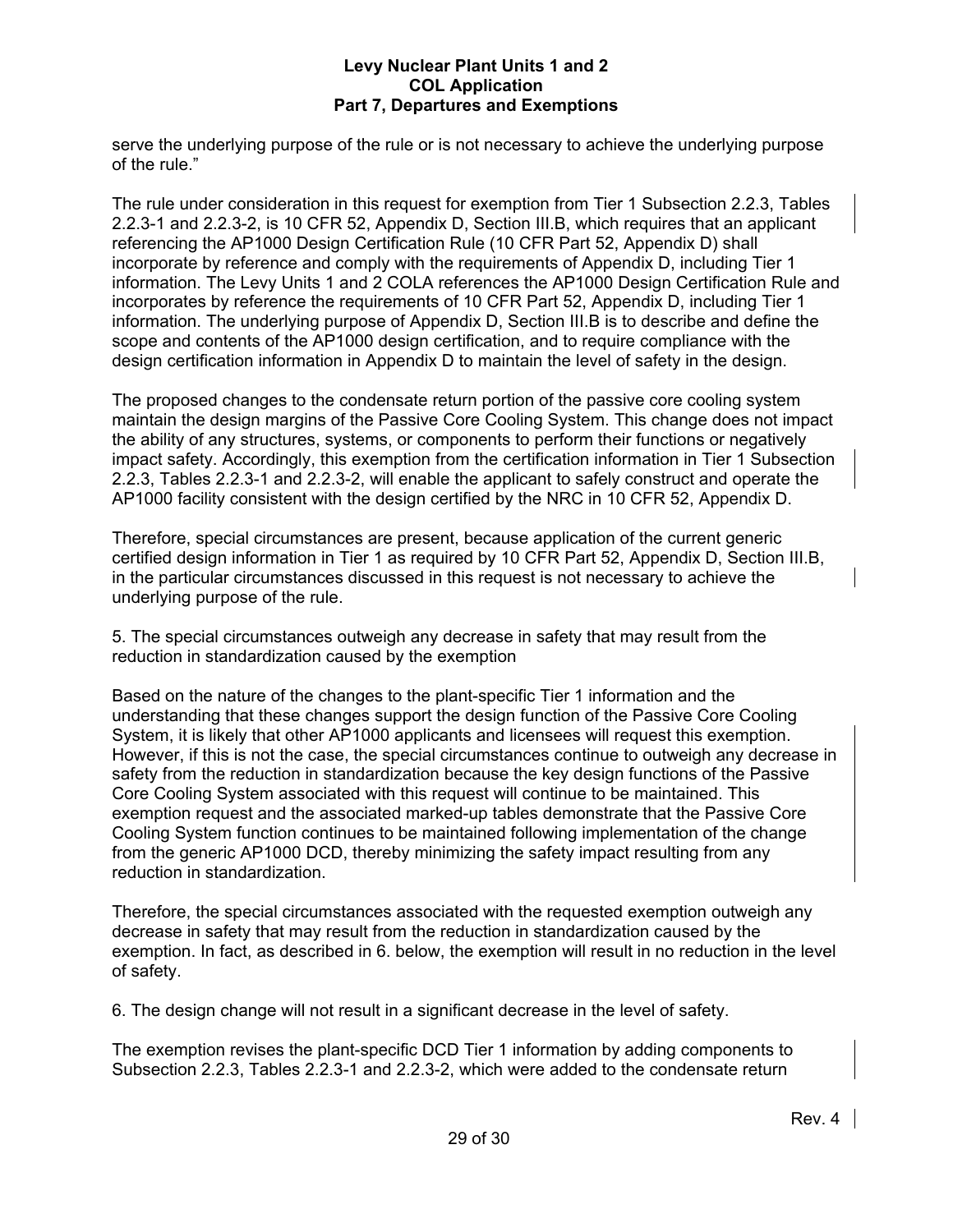serve the underlying purpose of the rule or is not necessary to achieve the underlying purpose of the rule."

The rule under consideration in this request for exemption from Tier 1 Subsection 2.2.3, Tables 2.2.3-1 and 2.2.3-2, is 10 CFR 52, Appendix D, Section III.B, which requires that an applicant referencing the AP1000 Design Certification Rule (10 CFR Part 52, Appendix D) shall incorporate by reference and comply with the requirements of Appendix D, including Tier 1 information. The Levy Units 1 and 2 COLA references the AP1000 Design Certification Rule and incorporates by reference the requirements of 10 CFR Part 52, Appendix D, including Tier 1 information. The underlying purpose of Appendix D, Section III.B is to describe and define the scope and contents of the AP1000 design certification, and to require compliance with the design certification information in Appendix D to maintain the level of safety in the design.

The proposed changes to the condensate return portion of the passive core cooling system maintain the design margins of the Passive Core Cooling System. This change does not impact the ability of any structures, systems, or components to perform their functions or negatively impact safety. Accordingly, this exemption from the certification information in Tier 1 Subsection 2.2.3, Tables 2.2.3-1 and 2.2.3-2, will enable the applicant to safely construct and operate the AP1000 facility consistent with the design certified by the NRC in 10 CFR 52, Appendix D.

Therefore, special circumstances are present, because application of the current generic certified design information in Tier 1 as required by 10 CFR Part 52, Appendix D, Section III.B, in the particular circumstances discussed in this request is not necessary to achieve the underlying purpose of the rule.

5. The special circumstances outweigh any decrease in safety that may result from the reduction in standardization caused by the exemption

Based on the nature of the changes to the plant-specific Tier 1 information and the understanding that these changes support the design function of the Passive Core Cooling System, it is likely that other AP1000 applicants and licensees will request this exemption. However, if this is not the case, the special circumstances continue to outweigh any decrease in safety from the reduction in standardization because the key design functions of the Passive Core Cooling System associated with this request will continue to be maintained. This exemption request and the associated marked-up tables demonstrate that the Passive Core Cooling System function continues to be maintained following implementation of the change from the generic AP1000 DCD, thereby minimizing the safety impact resulting from any reduction in standardization.

Therefore, the special circumstances associated with the requested exemption outweigh any decrease in safety that may result from the reduction in standardization caused by the exemption. In fact, as described in 6. below, the exemption will result in no reduction in the level of safety.

6. The design change will not result in a significant decrease in the level of safety.

The exemption revises the plant-specific DCD Tier 1 information by adding components to Subsection 2.2.3, Tables 2.2.3-1 and 2.2.3-2, which were added to the condensate return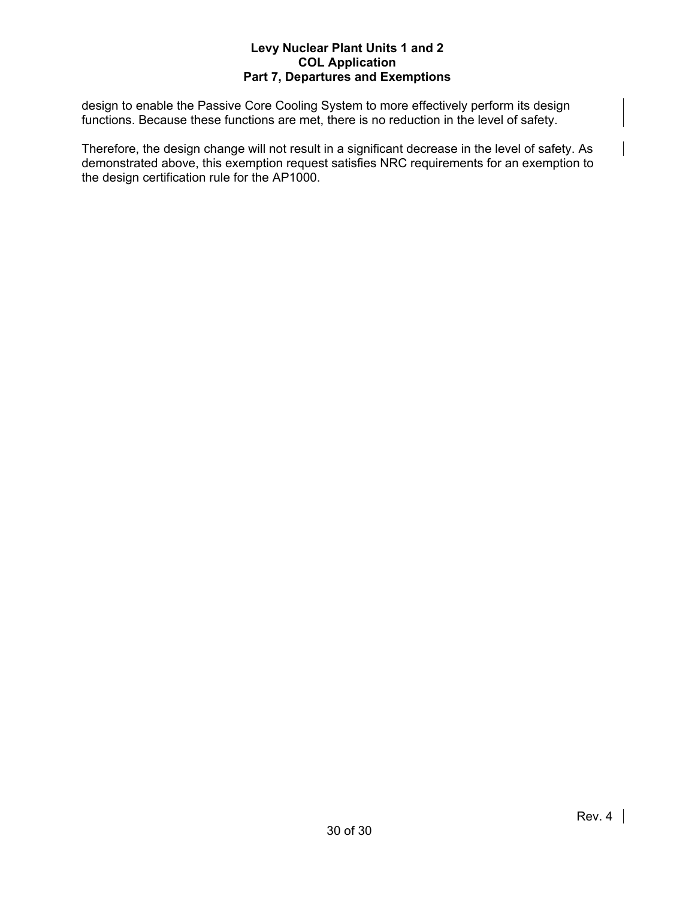design to enable the Passive Core Cooling System to more effectively perform its design functions. Because these functions are met, there is no reduction in the level of safety.

Therefore, the design change will not result in a significant decrease in the level of safety. As demonstrated above, this exemption request satisfies NRC requirements for an exemption to the design certification rule for the AP1000.